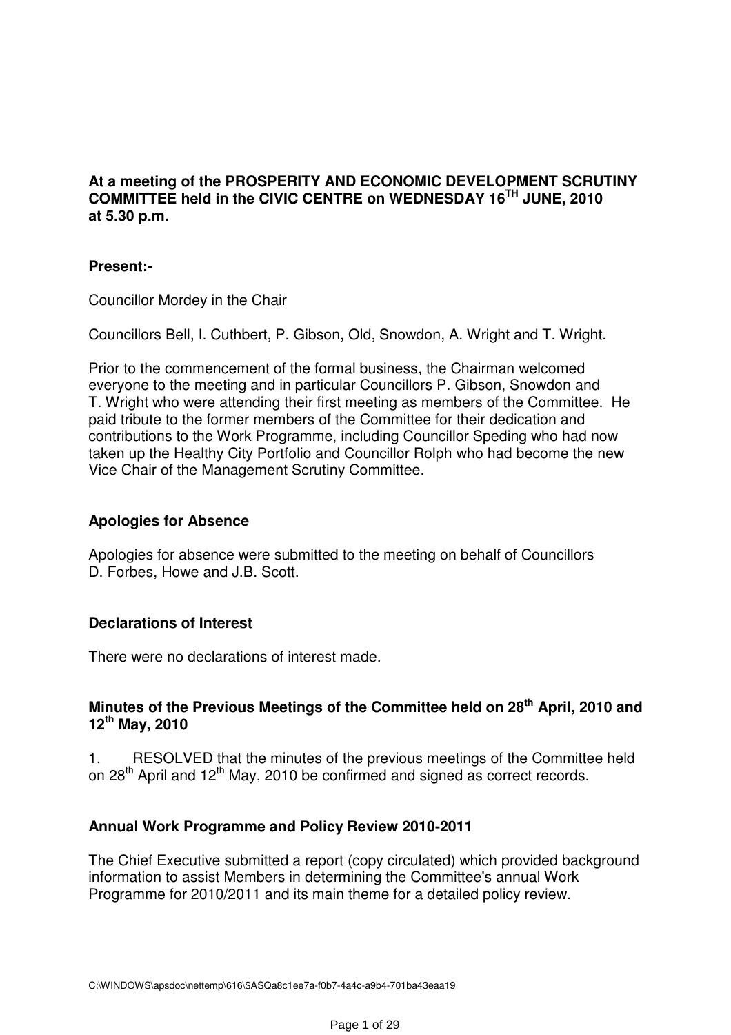**At a meeting of the PROSPERITY AND ECONOMIC DEVELOPMENT SCRUTINY COMMITTEE held in the CIVIC CENTRE on WEDNESDAY 16TH JUNE, 2010 at 5.30 p.m.**

**Present:-**

Councillor Mordey in the Chair

Councillors Bell, I. Cuthbert, P. Gibson, Old, Snowdon, A. Wright and T. Wright.

Prior to the commencement of the formal business, the Chairman welcomed everyone to the meeting and in particular Councillors P. Gibson, Snowdon and T. Wright who were attending their first meeting as members of the Committee. He paid tribute to the former members of the Committee for their dedication and contributions to the Work Programme, including Councillor Speding who had now taken up the Healthy City Portfolio and Councillor Rolph who had become the new Vice Chair of the Management Scrutiny Committee.

## Apologies for Absence

Apologies for absence were submitted to the meeting on behalf of Councillors D. Forbes, Howe and J.B. Scott.

## Declarations of Interest

There were no declarations of interest made.

## Minutes of the Previous Meetings of the Committee held on 28th April, 2010 and 12th May, 2010

1. RESOLVED that the minutes of the previous meetings of the Committee held on 28th April and 12th May, 2010 be confirmed and signed as correct records.

## Annual Work Programme and Policy Review 2010-2011

The Chief Executive submitted a report (copy circulated) which provided background information to assist Members in determining the Committee's annual Work Programme for 2010/2011 and its main theme for a detailed policy review.

C:\WINDOWS\apsdoc\nettemp\616\$ASQa8c1ee7a-f0b7-4a4c-a9b4-701ba43eaa19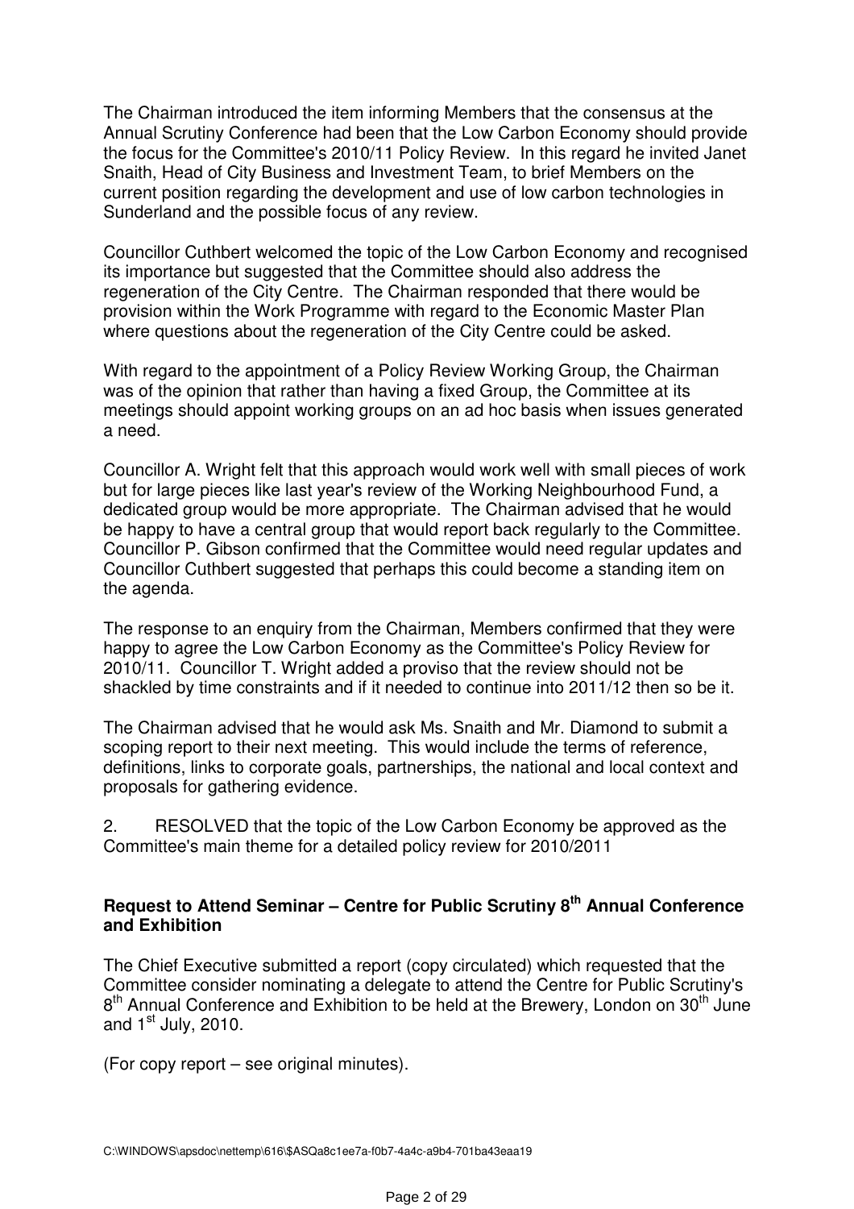The Chairman introduced the item informing Members that the consensus at the Annual Scrutiny Conference had been that the Low Carbon Economy should provide the focus for the Committee's 2010/11 Policy Review. In this regard he invited Janet Snaith, Head of City Business and Investment Team, to brief Members on the current position regarding the development and use of low carbon technologies in Sunderland and the possible focus of any review.

Councillor Cuthbert welcomed the topic of the Low Carbon Economy and recognised its importance but suggested that the Committee should also address the regeneration of the City Centre. The Chairman responded that there would be provision within the Work Programme with regard to the Economic Master Plan where questions about the regeneration of the City Centre could be asked.

With regard to the appointment of a Policy Review Working Group, the Chairman was of the opinion that rather than having a fixed Group, the Committee at its meetings should appoint working groups on an ad hoc basis when issues generated a need.

Councillor A. Wright felt that this approach would work well with small pieces of work but for large pieces like last year's review of the Working Neighbourhood Fund, a dedicated group would be more appropriate. The Chairman advised that he would be happy to have a central group that would report back regularly to the Committee. Councillor P. Gibson confirmed that the Committee would need regular updates and Councillor Cuthbert suggested that perhaps this could become a standing item on the agenda.

The response to an enquiry from the Chairman, Members confirmed that they were happy to agree the Low Carbon Economy as the Committee's Policy Review for 2010/11. Councillor T. Wright added a proviso that the review should not be shackled by time constraints and if it needed to continue into 2011/12 then so be it.

The Chairman advised that he would ask Ms. Snaith and Mr. Diamond to submit a scoping report to their next meeting. This would include the terms of reference, definitions, links to corporate goals, partnerships, the national and local context and proposals for gathering evidence.

2. RESOLVED that the topic of the Low Carbon Economy be approved as the Committee's main theme for a detailed policy review for 2010/2011

**Request to Attend Seminar – Centre for Public Scrutiny 8th Annual Conference and Exhibition**

The Chief Executive submitted a report (copy circulated) which requested that the Committee consider nominating a delegate to attend the Centre for Public Scrutiny's 8th Annual Conference and Exhibition to be held at the Brewery, London on 30th June and 1st July, 2010.

(For copy report – see original minutes).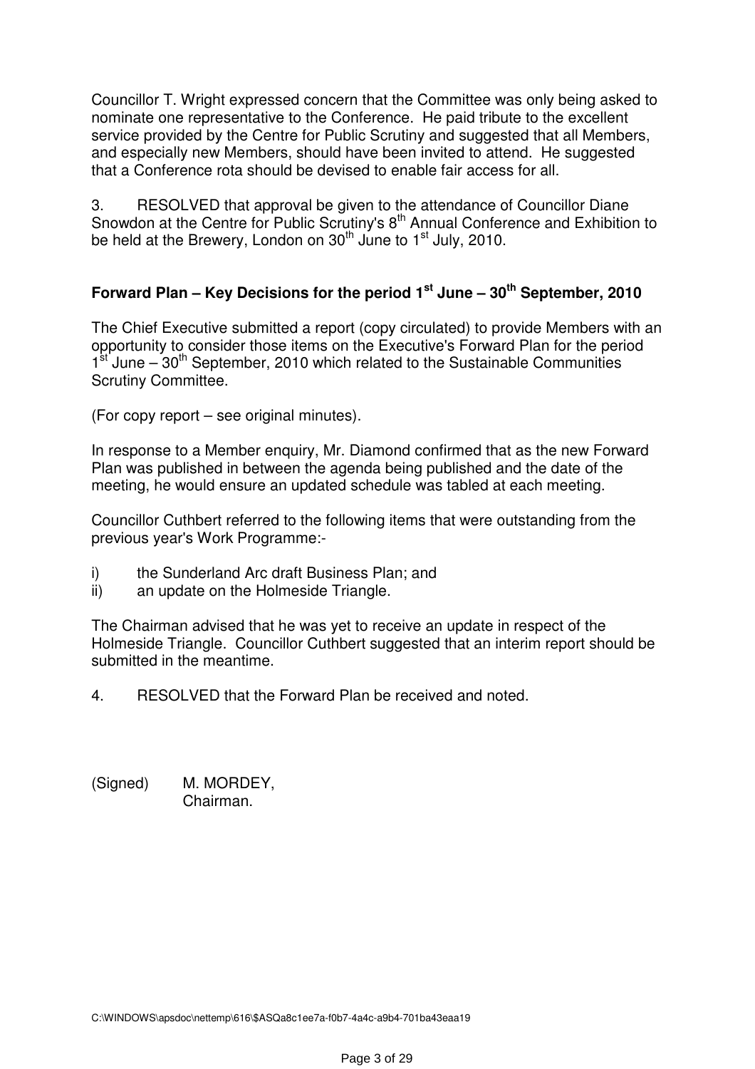Councillor T. Wright expressed concern that the Committee was only being asked to nominate one representative to the Conference. He paid tribute to the excellent service provided by the Centre for Public Scrutiny and suggested that all Members, and especially new Members, should have been invited to attend. He suggested that a Conference rota should be devised to enable fair access for all.

3. RESOLVED that approval be given to the attendance of Councillor Diane Snowdon at the Centre for Public Scrutiny's 8th Annual Conference and Exhibition to be held at the Brewery, London on 30th June to 1st July, 2010.

**Forward Plan – Key Decisions for the period 1st June – 30th September, 2010**

The Chief Executive submitted a report (copy circulated) to provide Members with an opportunity to consider those items on the Executive's Forward Plan for the period 1st June – 30th September, 2010 which related to the Sustainable Communities Scrutiny Committee.

(For copy report – see original minutes).

In response to a Member enquiry, Mr. Diamond confirmed that as the new Forward Plan was published in between the agenda being published and the date of the meeting, he would ensure an updated schedule was tabled at each meeting.

Councillor Cuthbert referred to the following items that were outstanding from the previous year's Work Programme:-

i) the Sunderland Arc draft Business Plan; and
ii) an update on the Holmeside Triangle.

The Chairman advised that he was yet to receive an update in respect of the Holmeside Triangle. Councillor Cuthbert suggested that an interim report should be submitted in the meantime.

4. RESOLVED that the Forward Plan be received and noted.

(Signed) M. MORDEY,
Chairman.

C:\WINDOWS\apsdoc\nettemp\616\$ASQa8c1ee7a-f0b7-4a4c-a9b4-701ba43eaa19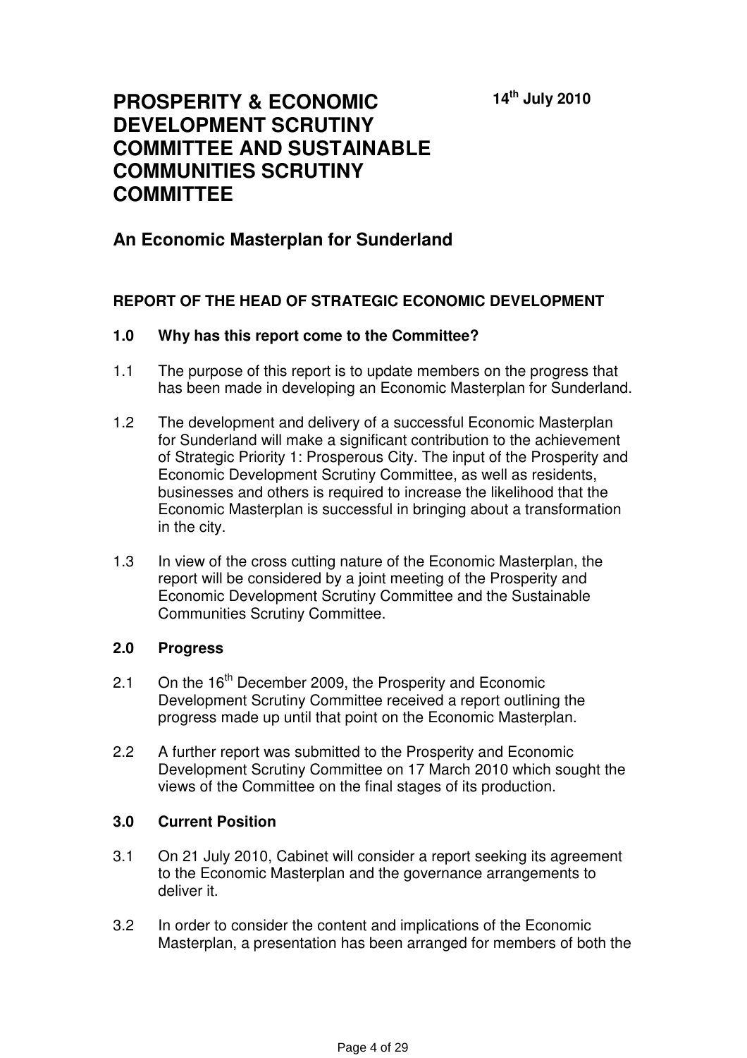**14th July 2010**

# PROSPERITY & ECONOMIC DEVELOPMENT SCRUTINY COMMITTEE AND SUSTAINABLE COMMUNITIES SCRUTINY COMMITTEE

## An Economic Masterplan for Sunderland

**REPORT OF THE HEAD OF STRATEGIC ECONOMIC DEVELOPMENT**

**1.0 Why has this report come to the Committee?**

1.1 The purpose of this report is to update members on the progress that has been made in developing an Economic Masterplan for Sunderland.

1.2 The development and delivery of a successful Economic Masterplan for Sunderland will make a significant contribution to the achievement of Strategic Priority 1: Prosperous City. The input of the Prosperity and Economic Development Scrutiny Committee, as well as residents, businesses and others is required to increase the likelihood that the Economic Masterplan is successful in bringing about a transformation in the city.

1.3 In view of the cross cutting nature of the Economic Masterplan, the report will be considered by a joint meeting of the Prosperity and Economic Development Scrutiny Committee and the Sustainable Communities Scrutiny Committee.

**2.0 Progress**

2.1 On the 16th December 2009, the Prosperity and Economic Development Scrutiny Committee received a report outlining the progress made up until that point on the Economic Masterplan.

2.2 A further report was submitted to the Prosperity and Economic Development Scrutiny Committee on 17 March 2010 which sought the views of the Committee on the final stages of its production.

**3.0 Current Position**

3.1 On 21 July 2010, Cabinet will consider a report seeking its agreement to the Economic Masterplan and the governance arrangements to deliver it.

3.2 In order to consider the content and implications of the Economic Masterplan, a presentation has been arranged for members of both the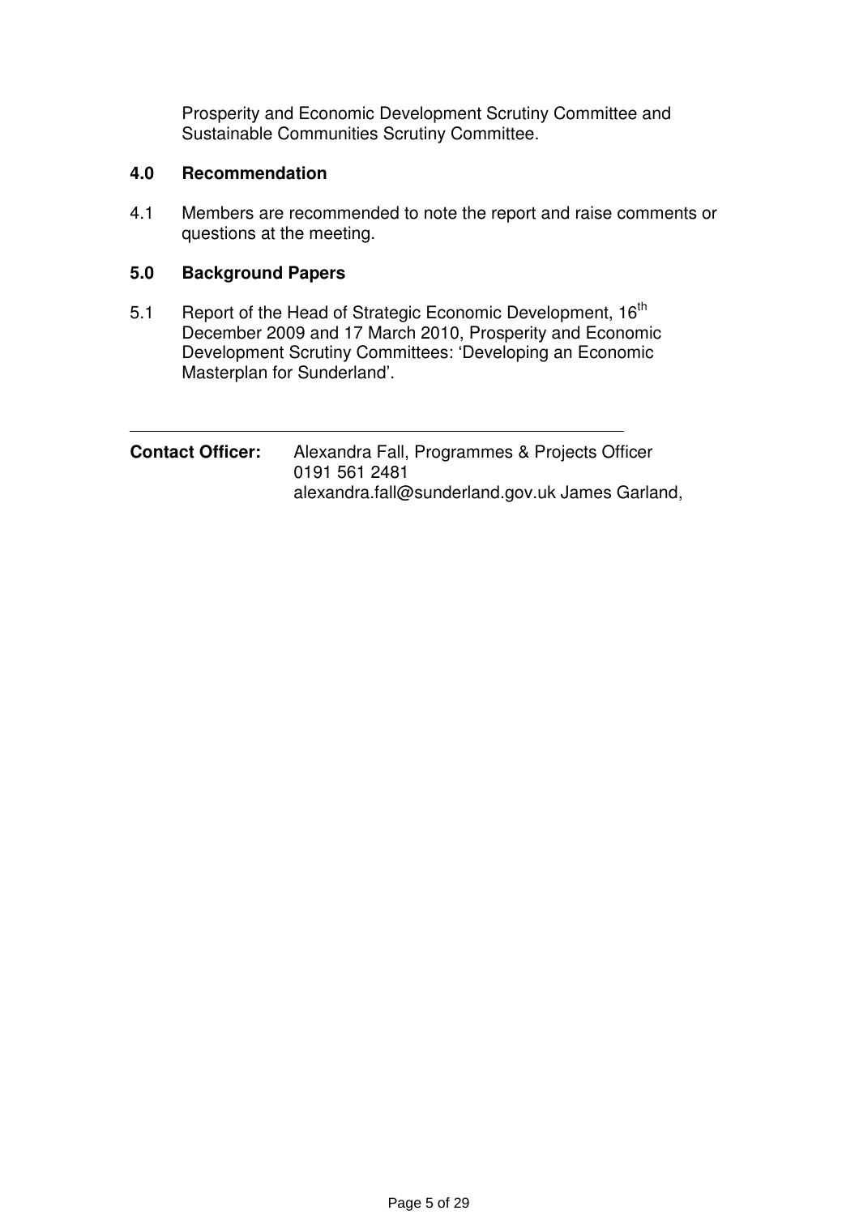Prosperity and Economic Development Scrutiny Committee and Sustainable Communities Scrutiny Committee.

## 4.0 Recommendation

4.1 Members are recommended to note the report and raise comments or questions at the meeting.

## 5.0 Background Papers

5.1 Report of the Head of Strategic Economic Development, 16th December 2009 and 17 March 2010, Prosperity and Economic Development Scrutiny Committees: 'Developing an Economic Masterplan for Sunderland'.

---

**Contact Officer:** Alexandra Fall, Programmes & Projects Officer
0191 561 2481
alexandra.fall@sunderland.gov.uk James Garland,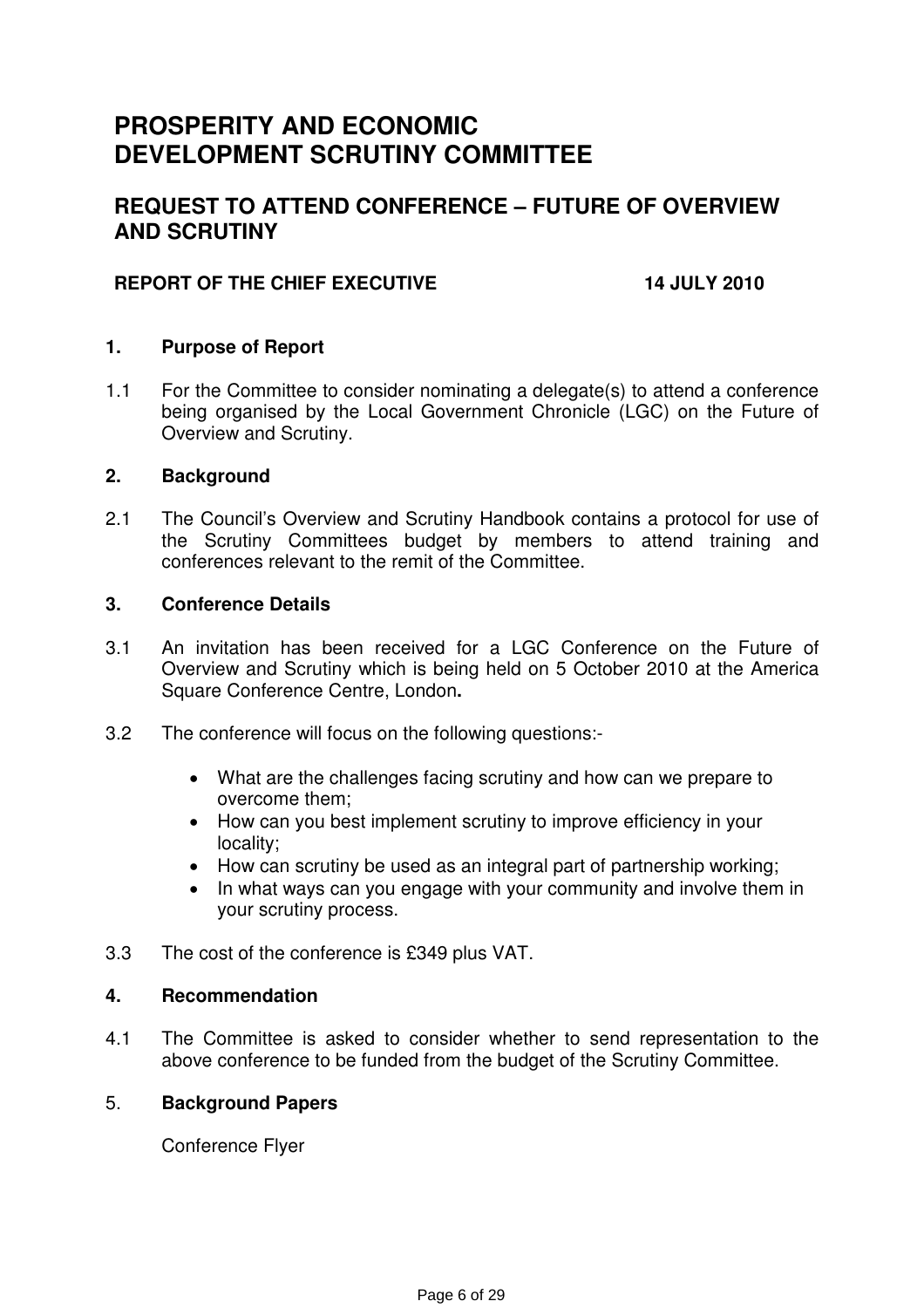# PROSPERITY AND ECONOMIC DEVELOPMENT SCRUTINY COMMITTEE

## REQUEST TO ATTEND CONFERENCE – FUTURE OF OVERVIEW AND SCRUTINY

**REPORT OF THE CHIEF EXECUTIVE 14 JULY 2010**

### 1. Purpose of Report

1.1 For the Committee to consider nominating a delegate(s) to attend a conference being organised by the Local Government Chronicle (LGC) on the Future of Overview and Scrutiny.

### 2. Background

2.1 The Council's Overview and Scrutiny Handbook contains a protocol for use of the Scrutiny Committees budget by members to attend training and conferences relevant to the remit of the Committee.

### 3. Conference Details

3.1 An invitation has been received for a LGC Conference on the Future of Overview and Scrutiny which is being held on 5 October 2010 at the America Square Conference Centre, London**.**

3.2 The conference will focus on the following questions:-

- What are the challenges facing scrutiny and how can we prepare to overcome them;
- How can you best implement scrutiny to improve efficiency in your locality;
- How can scrutiny be used as an integral part of partnership working;
- In what ways can you engage with your community and involve them in your scrutiny process.

3.3 The cost of the conference is £349 plus VAT.

### 4. Recommendation

4.1 The Committee is asked to consider whether to send representation to the above conference to be funded from the budget of the Scrutiny Committee.

### 5. Background Papers

Conference Flyer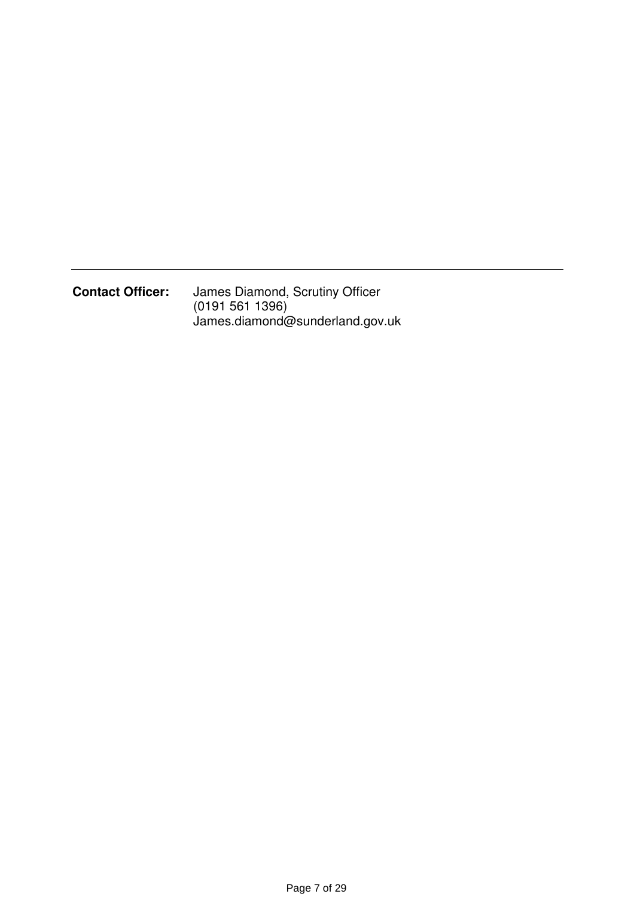---

**Contact Officer:** James Diamond, Scrutiny Officer
(0191 561 1396)
James.diamond@sunderland.gov.uk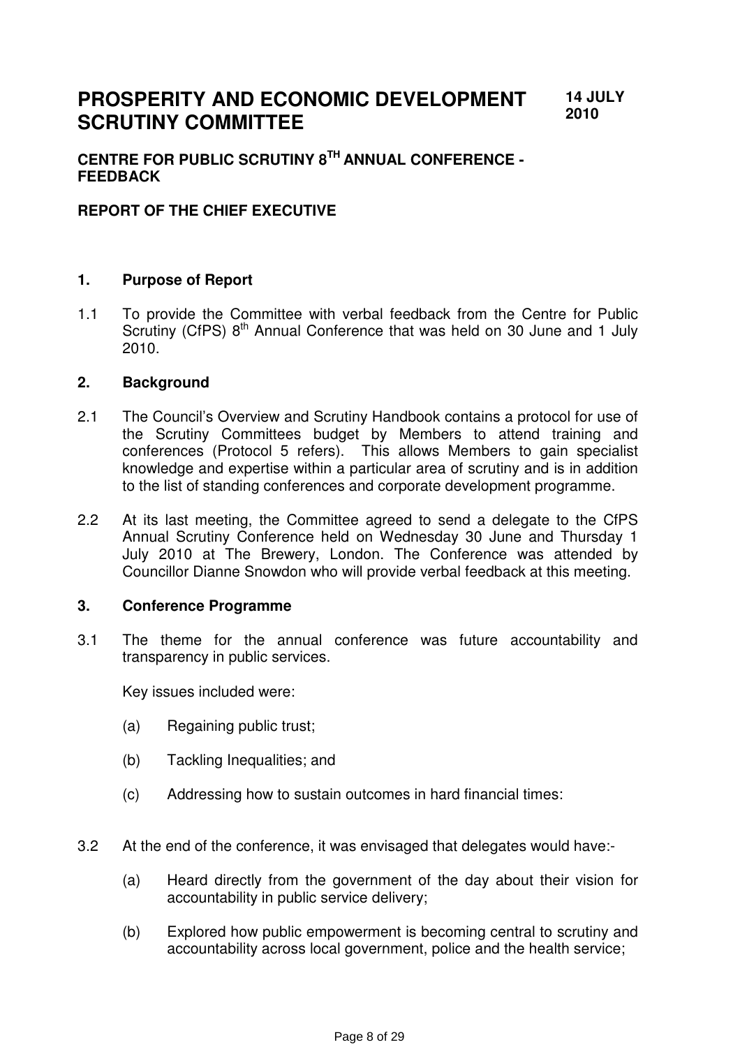# PROSPERITY AND ECONOMIC DEVELOPMENT SCRUTINY COMMITTEE

**14 JULY 2010**

## CENTRE FOR PUBLIC SCRUTINY 8TH ANNUAL CONFERENCE - FEEDBACK

## REPORT OF THE CHIEF EXECUTIVE

### 1. Purpose of Report

1.1 To provide the Committee with verbal feedback from the Centre for Public Scrutiny (CfPS) 8th Annual Conference that was held on 30 June and 1 July 2010.

### 2. Background

2.1 The Council's Overview and Scrutiny Handbook contains a protocol for use of the Scrutiny Committees budget by Members to attend training and conferences (Protocol 5 refers). This allows Members to gain specialist knowledge and expertise within a particular area of scrutiny and is in addition to the list of standing conferences and corporate development programme.

2.2 At its last meeting, the Committee agreed to send a delegate to the CfPS Annual Scrutiny Conference held on Wednesday 30 June and Thursday 1 July 2010 at The Brewery, London. The Conference was attended by Councillor Dianne Snowdon who will provide verbal feedback at this meeting.

### 3. Conference Programme

3.1 The theme for the annual conference was future accountability and transparency in public services.

Key issues included were:

(a) Regaining public trust;

(b) Tackling Inequalities; and

(c) Addressing how to sustain outcomes in hard financial times:

3.2 At the end of the conference, it was envisaged that delegates would have:-

(a) Heard directly from the government of the day about their vision for accountability in public service delivery;

(b) Explored how public empowerment is becoming central to scrutiny and accountability across local government, police and the health service;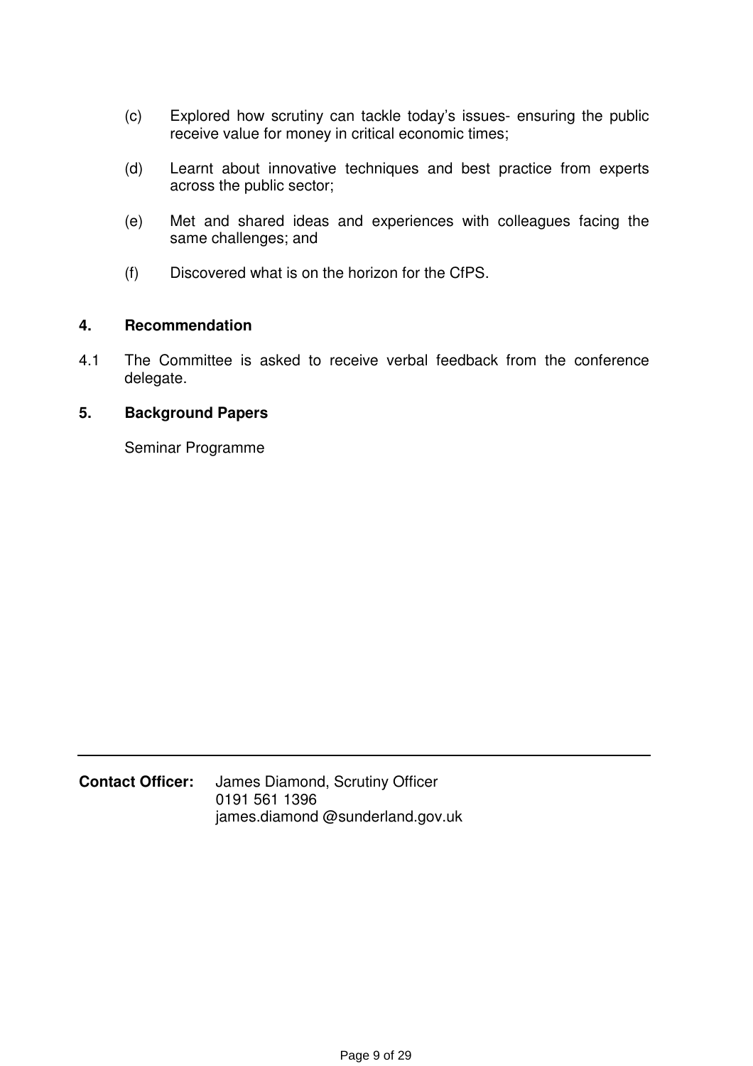(c) Explored how scrutiny can tackle today's issues- ensuring the public receive value for money in critical economic times;

(d) Learnt about innovative techniques and best practice from experts across the public sector;

(e) Met and shared ideas and experiences with colleagues facing the same challenges; and

(f) Discovered what is on the horizon for the CfPS.

## 4. Recommendation

4.1 The Committee is asked to receive verbal feedback from the conference delegate.

## 5. Background Papers

Seminar Programme

---

**Contact Officer:** James Diamond, Scrutiny Officer
0191 561 1396
james.diamond @sunderland.gov.uk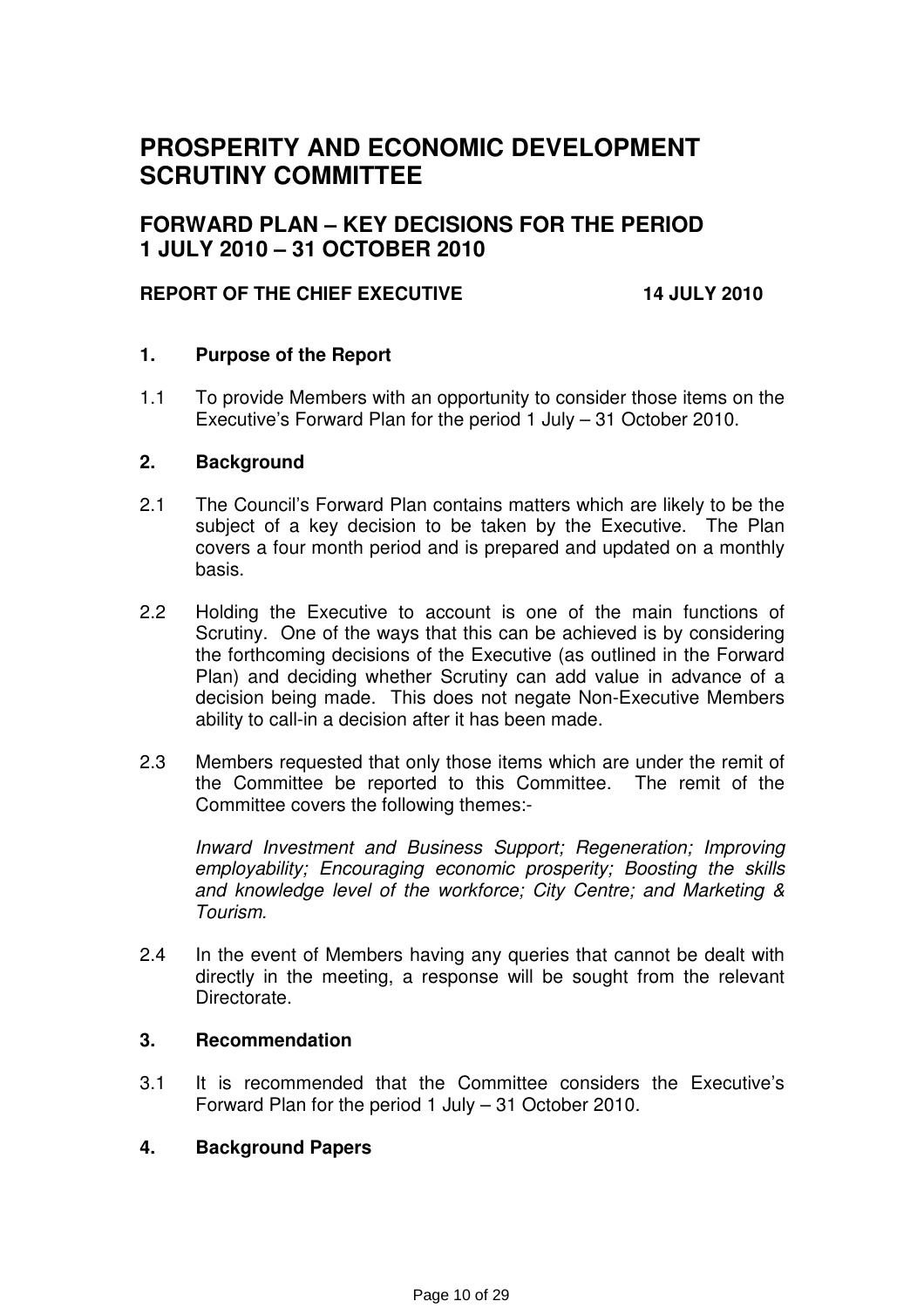# PROSPERITY AND ECONOMIC DEVELOPMENT SCRUTINY COMMITTEE

## FORWARD PLAN – KEY DECISIONS FOR THE PERIOD 1 JULY 2010 – 31 OCTOBER 2010

**REPORT OF THE CHIEF EXECUTIVE 14 JULY 2010**

### 1. Purpose of the Report

1.1 To provide Members with an opportunity to consider those items on the Executive's Forward Plan for the period 1 July – 31 October 2010.

### 2. Background

2.1 The Council's Forward Plan contains matters which are likely to be the subject of a key decision to be taken by the Executive. The Plan covers a four month period and is prepared and updated on a monthly basis.

2.2 Holding the Executive to account is one of the main functions of Scrutiny. One of the ways that this can be achieved is by considering the forthcoming decisions of the Executive (as outlined in the Forward Plan) and deciding whether Scrutiny can add value in advance of a decision being made. This does not negate Non-Executive Members ability to call-in a decision after it has been made.

2.3 Members requested that only those items which are under the remit of the Committee be reported to this Committee. The remit of the Committee covers the following themes:-

*Inward Investment and Business Support; Regeneration; Improving employability; Encouraging economic prosperity; Boosting the skills and knowledge level of the workforce; City Centre; and Marketing & Tourism.*

2.4 In the event of Members having any queries that cannot be dealt with directly in the meeting, a response will be sought from the relevant Directorate.

### 3. Recommendation

3.1 It is recommended that the Committee considers the Executive's Forward Plan for the period 1 July – 31 October 2010.

### 4. Background Papers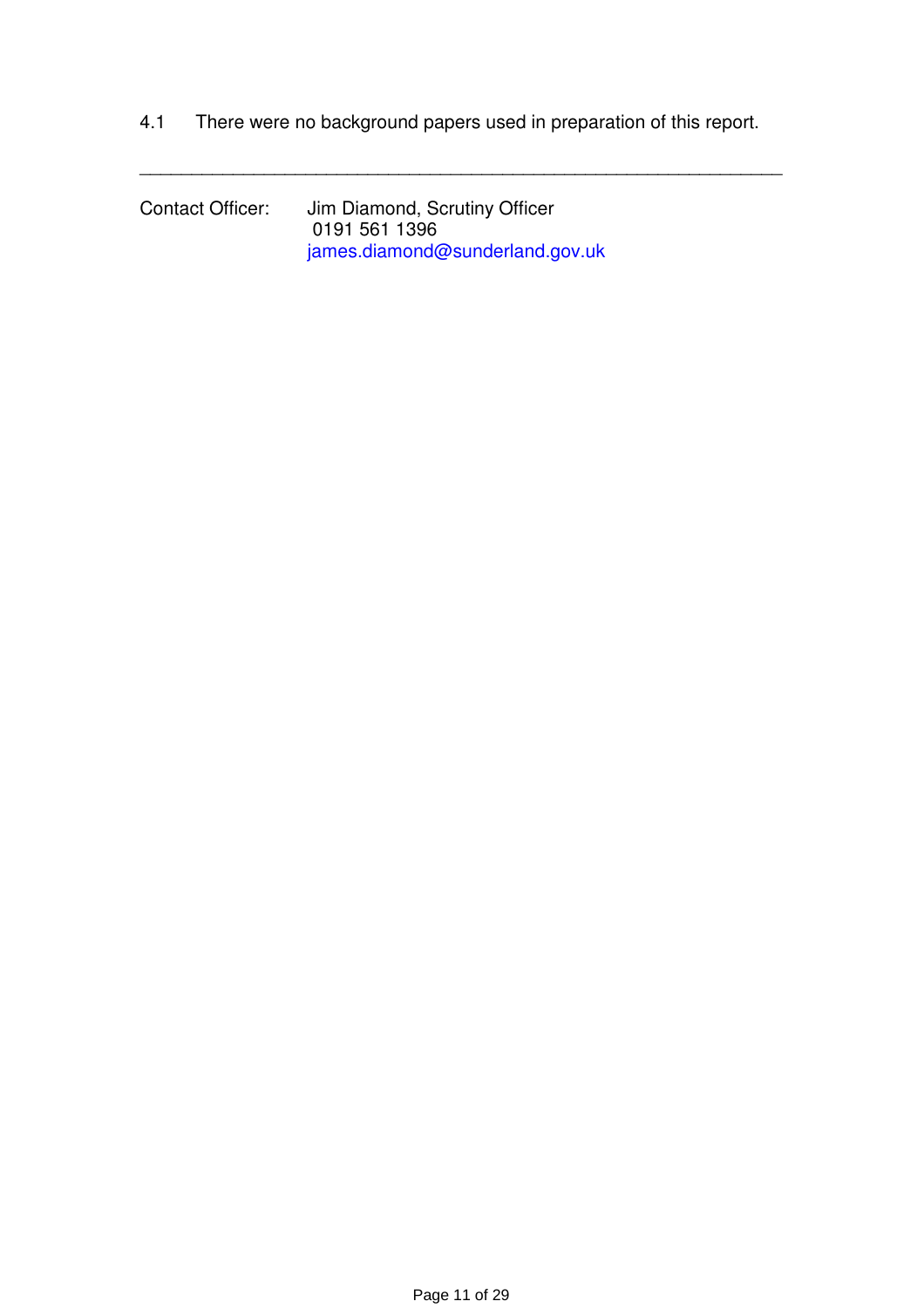4.1 There were no background papers used in preparation of this report.

---

Contact Officer: Jim Diamond, Scrutiny Officer
0191 561 1396
james.diamond@sunderland.gov.uk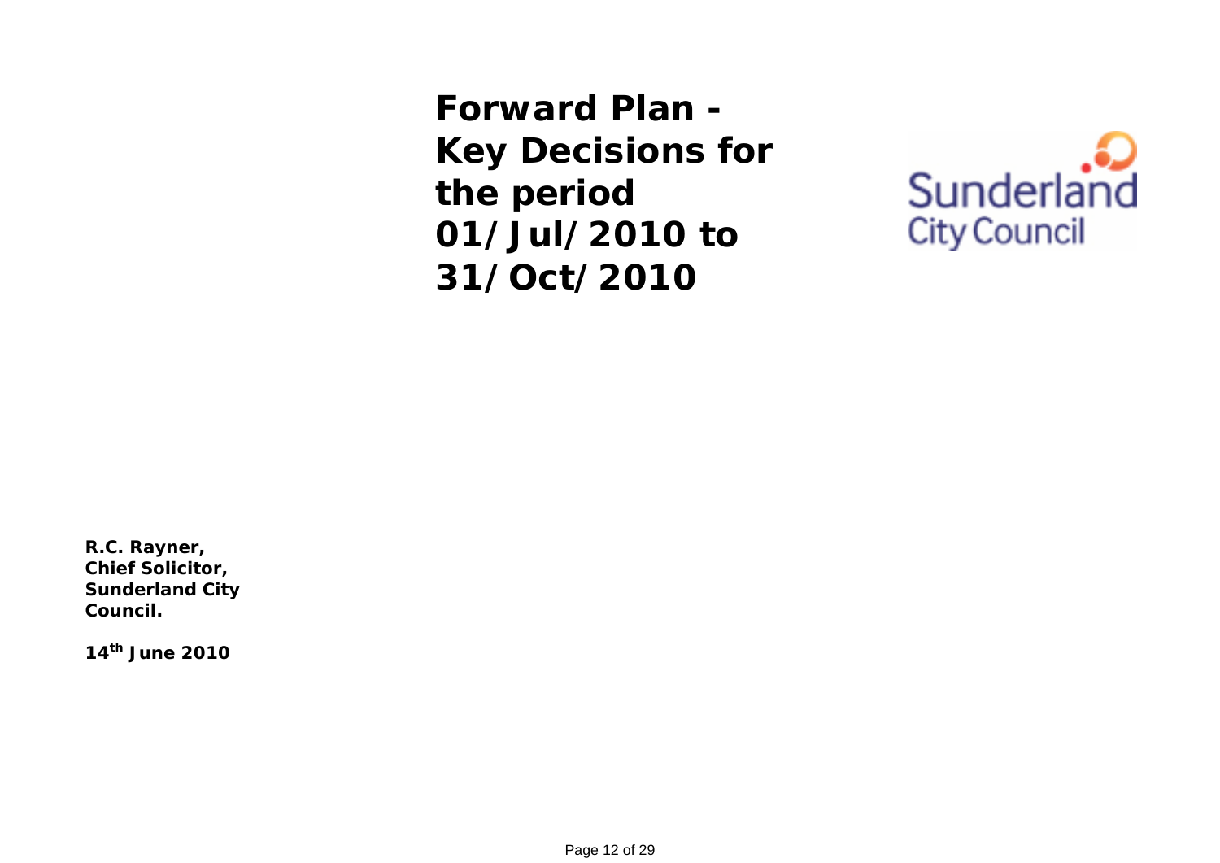# Forward Plan - Key Decisions for the period 01/Jul/2010 to 31/Oct/2010

Sunderland City Council

**R.C. Rayner,**
**Chief Solicitor,**
**Sunderland City Council.**

**14th June 2010**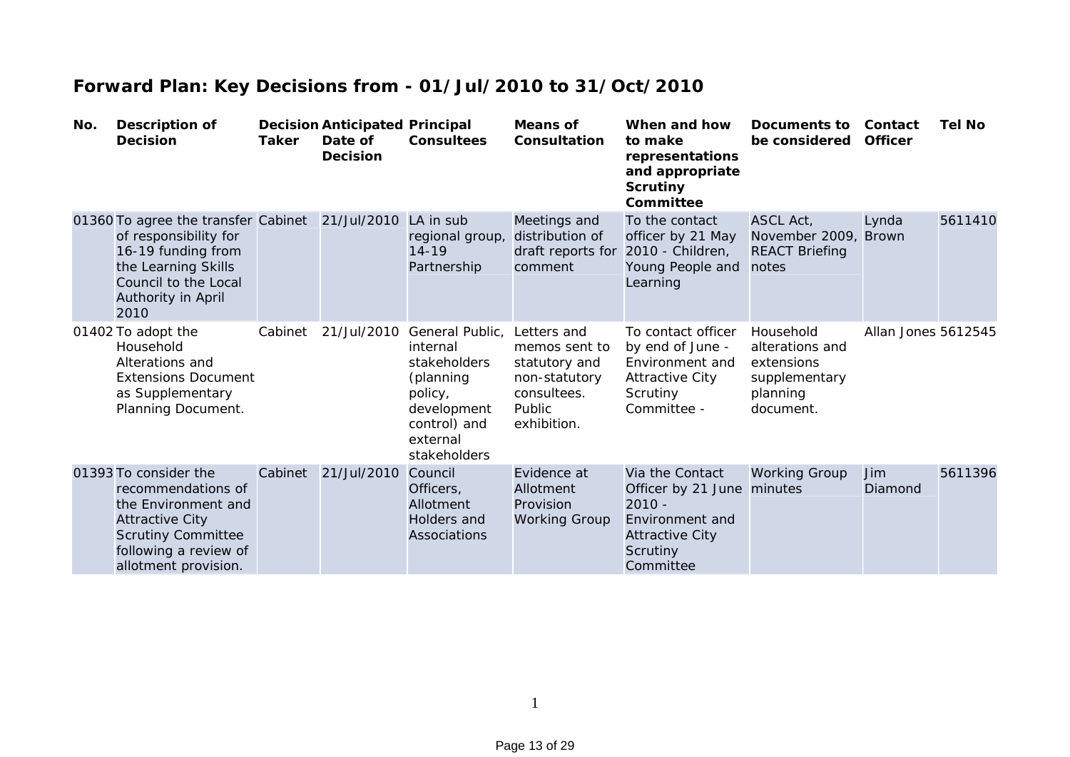## Forward Plan: Key Decisions from - 01/Jul/2010 to 31/Oct/2010

| No. | Description of Decision | Decision Taker | Anticipated Date of Decision | Principal Consultees | Means of Consultation | When and how to make representations and appropriate Scrutiny Committee | Documents to be considered | Contact Officer | Tel No |
|---|---|---|---|---|---|---|---|---|---|
| 01360 | To agree the transfer of responsibility for 16-19 funding from the Learning Skills Council to the Local Authority in April 2010 | Cabinet | 21/Jul/2010 | LA in sub regional group, 14-19 Partnership | Meetings and distribution of draft reports for comment | To the contact officer by 21 May 2010 - Children, Young People and Learning | ASCL Act, November 2009, REACT Briefing notes | Lynda Brown | 5611410 |
| 01402 | To adopt the Household Alterations and Extensions Document as Supplementary Planning Document. | Cabinet | 21/Jul/2010 | General Public, internal stakeholders (planning policy, development control) and external stakeholders | Letters and memos sent to statutory and non-statutory consultees. Public exhibition. | To contact officer by end of June - Environment and Attractive City Scrutiny Committee - | Household alterations and extensions supplementary planning document. | Allan Jones | 5612545 |
| 01393 | To consider the recommendations of the Environment and Attractive City Scrutiny Committee following a review of allotment provision. | Cabinet | 21/Jul/2010 | Council Officers, Allotment Holders and Associations | Evidence at Allotment Provision Working Group | Via the Contact Officer by 21 June 2010 - Environment and Attractive City Scrutiny Committee | Working Group minutes | Jim Diamond | 5611396 |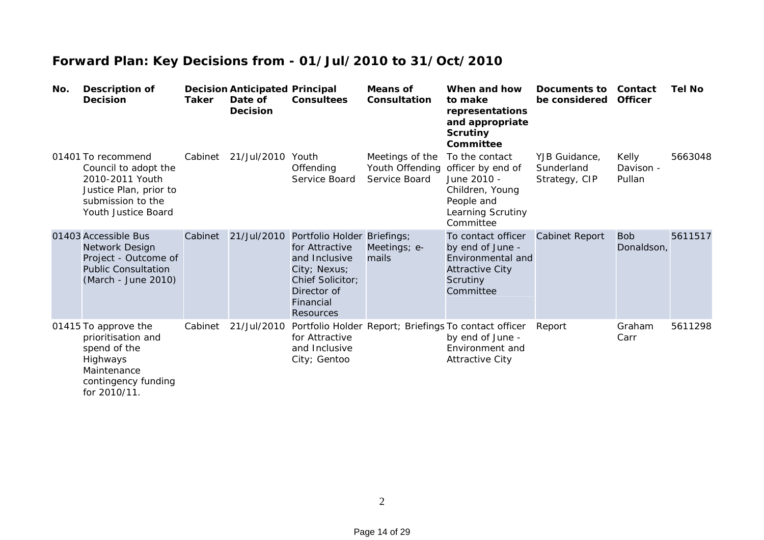## Forward Plan: Key Decisions from - 01/Jul/2010 to 31/Oct/2010

| No. | Description of Decision | Decision Taker | Anticipated Date of Decision | Principal Consultees | Means of Consultation | When and how to make representations and appropriate Scrutiny Committee | Documents to be considered | Contact Officer | Tel No |
|---|---|---|---|---|---|---|---|---|---|
| 01401 | To recommend Council to adopt the 2010-2011 Youth Justice Plan, prior to submission to the Youth Justice Board | Cabinet | 21/Jul/2010 | Youth Offending Service Board | Meetings of the Youth Offending Service Board | To the contact officer by end of June 2010 - Children, Young People and Learning Scrutiny Committee | YJB Guidance, Sunderland Strategy, CIP | Kelly Davison - Pullan | 5663048 |
| 01403 | Accessible Bus Network Design Project - Outcome of Public Consultation (March - June 2010) | Cabinet | 21/Jul/2010 | Portfolio Holder for Attractive and Inclusive City; Nexus; Chief Solicitor; Director of Financial Resources | Briefings; Meetings; e-mails | To contact officer by end of June - Environmental and Attractive City Scrutiny Committee | Cabinet Report | Bob Donaldson, | 5611517 |
| 01415 | To approve the prioritisation and spend of the Highways Maintenance contingency funding for 2010/11. | Cabinet | 21/Jul/2010 | Portfolio Holder for Attractive and Inclusive City; Gentoo | Report; Briefings | To contact officer by end of June - Environment and Attractive City | Report | Graham Carr | 5611298 |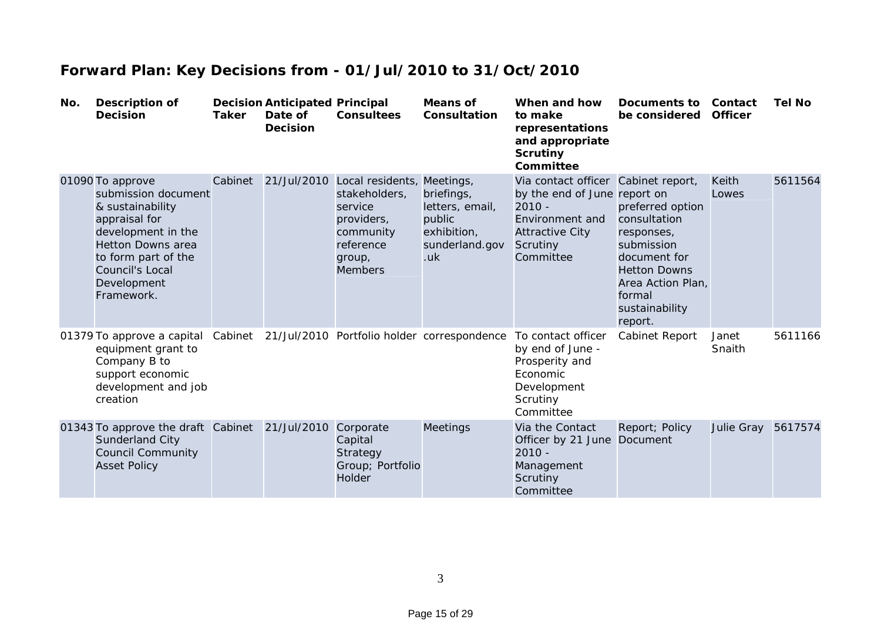## Forward Plan: Key Decisions from - 01/Jul/2010 to 31/Oct/2010

| No. | Description of Decision | Decision Taker | Anticipated Date of Decision | Principal Consultees | Means of Consultation | When and how to make representations and appropriate Scrutiny Committee | Documents to be considered | Contact Officer | Tel No |
|---|---|---|---|---|---|---|---|---|---|
| 01090 | To approve submission document & sustainability appraisal for development in the Hetton Downs area to form part of the Council's Local Development Framework. | Cabinet | 21/Jul/2010 | Local residents, stakeholders, service providers, community reference group, Members | Meetings, briefings, letters, email, public exhibition, sunderland.gov.uk | Via contact officer by the end of June 2010 - Environment and Attractive City Scrutiny Committee | Cabinet report, report on preferred option consultation responses, submission document for Hetton Downs Area Action Plan, formal sustainability report. | Keith Lowes | 5611564 |
| 01379 | To approve a capital equipment grant to Company B to support economic development and job creation | Cabinet | 21/Jul/2010 | Portfolio holder | correspondence | To contact officer by end of June - Prosperity and Economic Development Scrutiny Committee | Cabinet Report | Janet Snaith | 5611166 |
| 01343 | To approve the draft Sunderland City Council Community Asset Policy | Cabinet | 21/Jul/2010 | Corporate Capital Strategy Group; Portfolio Holder | Meetings | Via the Contact Officer by 21 June 2010 - Management Scrutiny Committee | Report; Policy Document | Julie Gray | 5617574 |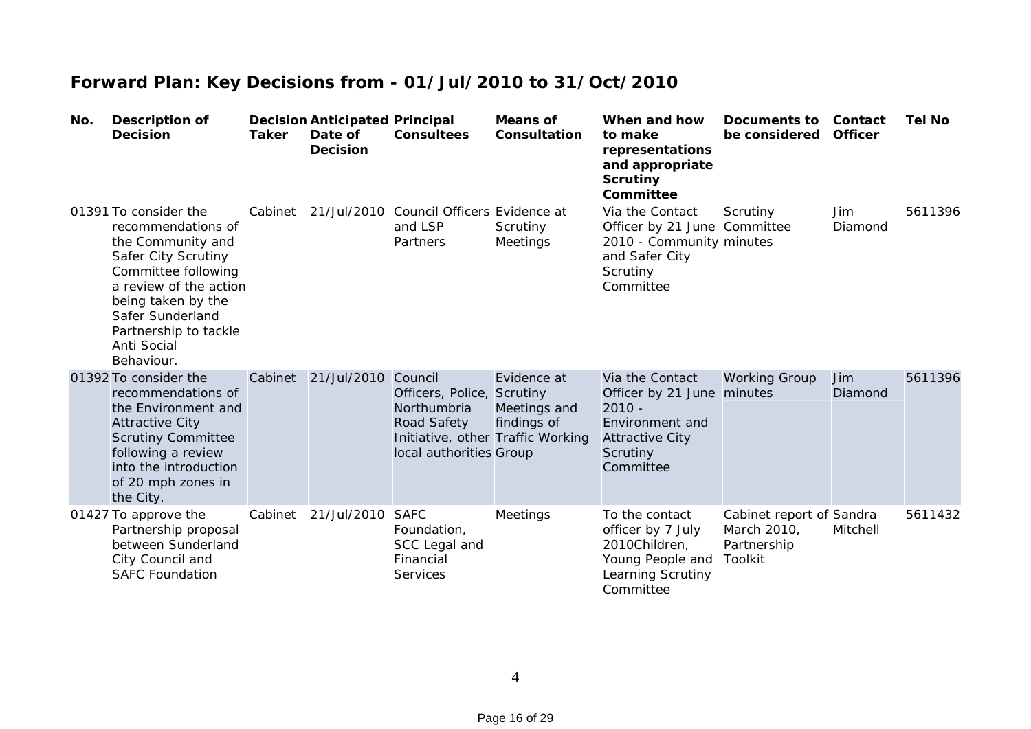## Forward Plan: Key Decisions from - 01/Jul/2010 to 31/Oct/2010

| No. | Description of Decision | Decision Taker | Anticipated Date of Decision | Principal Consultees | Means of Consultation | When and how to make representations and appropriate Scrutiny Committee | Documents to be considered | Contact Officer | Tel No |
|---|---|---|---|---|---|---|---|---|---|
| 01391 | To consider the recommendations of the Community and Safer City Scrutiny Committee following a review of the action being taken by the Safer Sunderland Partnership to tackle Anti Social Behaviour. | Cabinet | 21/Jul/2010 | Council Officers and LSP Partners | Evidence at Scrutiny Meetings | Via the Contact Officer by 21 June 2010 - Community and Safer City Scrutiny Committee | Scrutiny Committee minutes | Jim Diamond | 5611396 |
| 01392 | To consider the recommendations of the Environment and Attractive City Scrutiny Committee following a review into the introduction of 20 mph zones in the City. | Cabinet | 21/Jul/2010 | Council Officers, Police, Northumbria Road Safety Initiative, other local authorities | Evidence at Scrutiny Meetings and findings of Traffic Working Group | Via the Contact Officer by 21 June 2010 - Environment and Attractive City Scrutiny Committee | Working Group minutes | Jim Diamond | 5611396 |
| 01427 | To approve the Partnership proposal between Sunderland City Council and SAFC Foundation | Cabinet | 21/Jul/2010 | SAFC Foundation, SCC Legal and Financial Services | Meetings | To the contact officer by 7 July 2010Children, Young People and Learning Scrutiny Committee | Cabinet report of March 2010, Partnership Toolkit | Sandra Mitchell | 5611432 |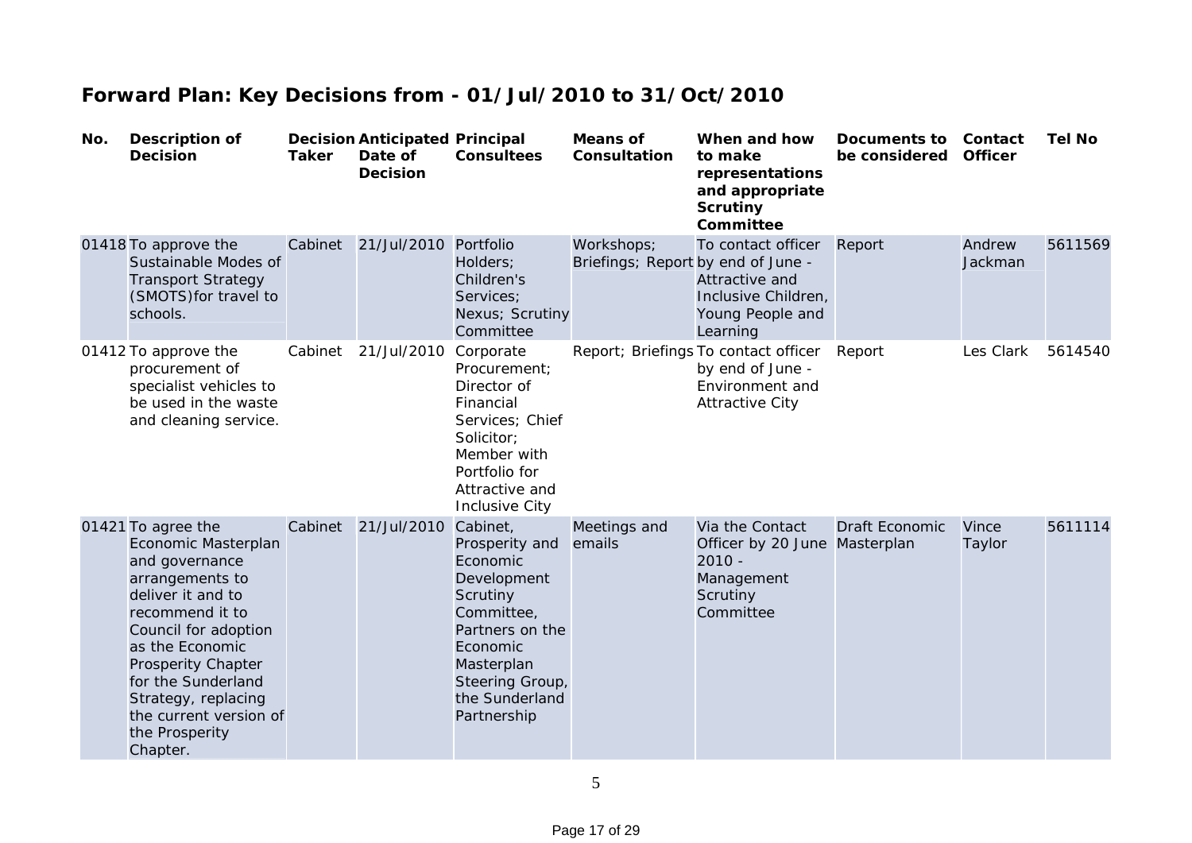## Forward Plan: Key Decisions from - 01/Jul/2010 to 31/Oct/2010

| No. | Description of Decision | Decision Taker | Anticipated Date of Decision | Principal Consultees | Means of Consultation | When and how to make representations and appropriate Scrutiny Committee | Documents to be considered | Contact Officer | Tel No |
|---|---|---|---|---|---|---|---|---|---|
| 01418 | To approve the Sustainable Modes of Transport Strategy (SMOTS)for travel to schools. | Cabinet | 21/Jul/2010 | Portfolio Holders; Children's Services; Nexus; Scrutiny Committee | Workshops; Briefings; Report | To contact officer by end of June - Attractive and Inclusive Children, Young People and Learning | Report | Andrew Jackman | 5611569 |
| 01412 | To approve the procurement of specialist vehicles to be used in the waste and cleaning service. | Cabinet | 21/Jul/2010 | Corporate Procurement; Director of Financial Services; Chief Solicitor; Member with Portfolio for Attractive and Inclusive City | Report; Briefings | To contact officer by end of June - Environment and Attractive City | Report | Les Clark | 5614540 |
| 01421 | To agree the Economic Masterplan and governance arrangements to deliver it and to recommend it to Council for adoption as the Economic Prosperity Chapter for the Sunderland Strategy, replacing the current version of the Prosperity Chapter. | Cabinet | 21/Jul/2010 | Cabinet, Prosperity and Economic Development Scrutiny Committee, Partners on the Economic Masterplan Steering Group, the Sunderland Partnership | Meetings and emails | Via the Contact Officer by 20 June 2010 - Management Scrutiny Committee | Draft Economic Masterplan | Vince Taylor | 5611114 |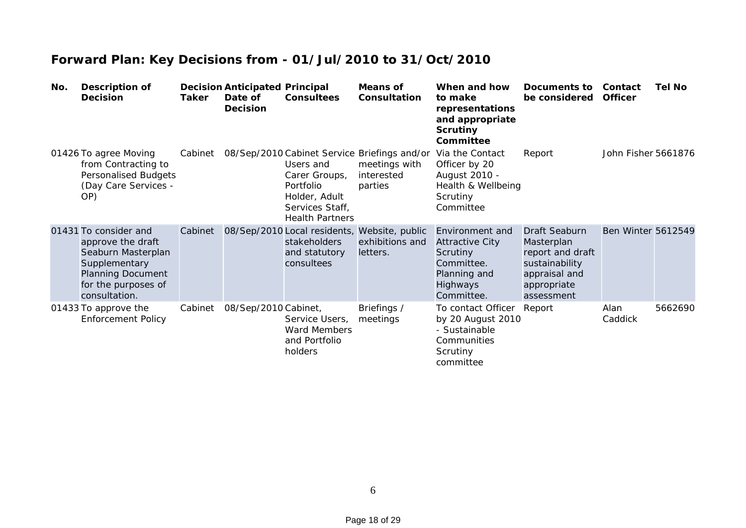## Forward Plan: Key Decisions from - 01/Jul/2010 to 31/Oct/2010

| No. | Description of Decision | Decision Taker | Anticipated Date of Decision | Principal Consultees | Means of Consultation | When and how to make representations and appropriate Scrutiny Committee | Documents to be considered | Contact Officer | Tel No |
|---|---|---|---|---|---|---|---|---|---|
| 01426 | To agree Moving from Contracting to Personalised Budgets (Day Care Services - OP) | Cabinet | 08/Sep/2010 | Cabinet Service Users and Carer Groups, Portfolio Holder, Adult Services Staff, Health Partners | Briefings and/or meetings with interested parties | Via the Contact Officer by 20 August 2010 - Health & Wellbeing Scrutiny Committee | Report | John Fisher | 5661876 |
| 01431 | To consider and approve the draft Seaburn Masterplan Supplementary Planning Document for the purposes of consultation. | Cabinet | 08/Sep/2010 | Local residents, stakeholders and statutory consultees | Website, public exhibitions and letters. | Environment and Attractive City Scrutiny Committee. Planning and Highways Committee. | Draft Seaburn Masterplan report and draft sustainability appraisal and appropriate assessment | Ben Winter | 5612549 |
| 01433 | To approve the Enforcement Policy | Cabinet | 08/Sep/2010 | Cabinet, Service Users, Ward Members and Portfolio holders | Briefings / meetings | To contact Officer by 20 August 2010 - Sustainable Communities Scrutiny committee | Report | Alan Caddick | 5662690 |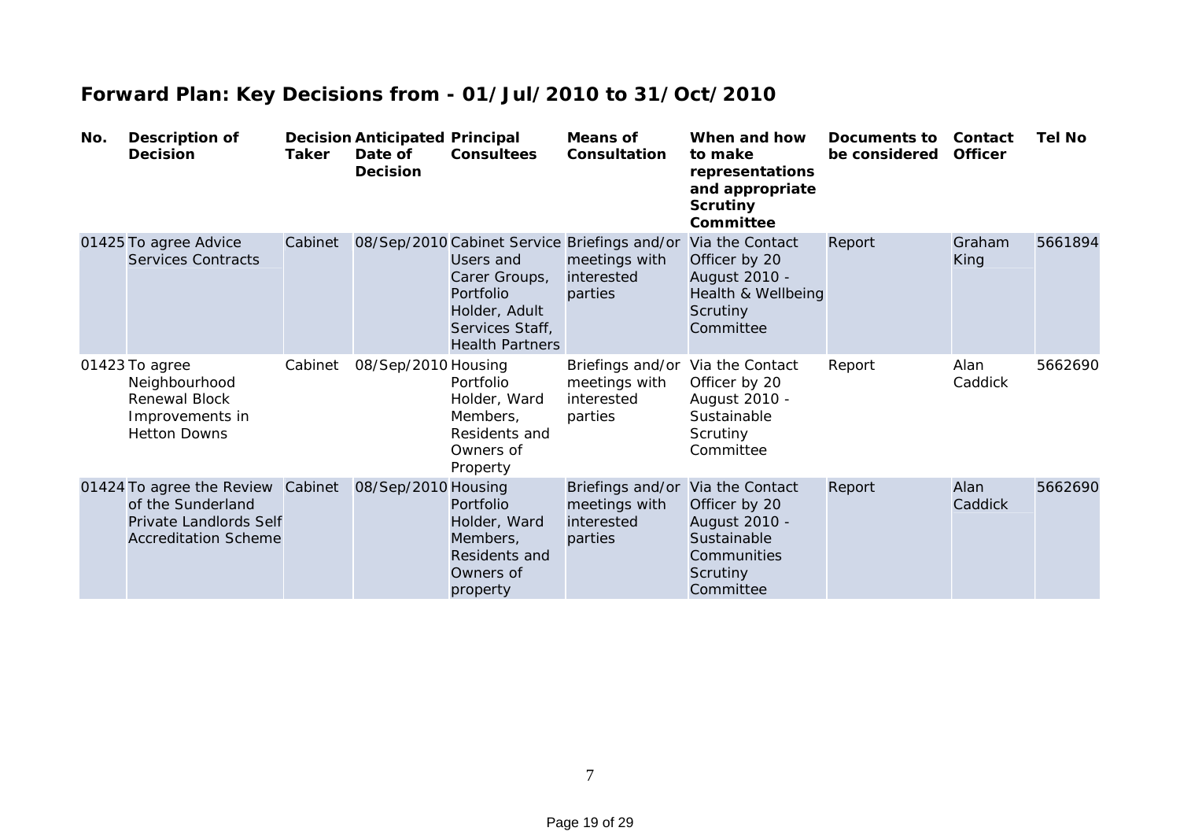## Forward Plan: Key Decisions from - 01/Jul/2010 to 31/Oct/2010

| No. | Description of Decision | Decision Taker | Anticipated Date of Decision | Principal Consultees | Means of Consultation | When and how to make representations and appropriate Scrutiny Committee | Documents to be considered | Contact Officer | Tel No |
|---|---|---|---|---|---|---|---|---|---|
| 01425 | To agree Advice Services Contracts | Cabinet | 08/Sep/2010 | Cabinet Service Users and Carer Groups, Portfolio Holder, Adult Services Staff, Health Partners | Briefings and/or meetings with interested parties | Via the Contact Officer by 20 August 2010 - Health & Wellbeing Scrutiny Committee | Report | Graham King | 5661894 |
| 01423 | To agree Neighbourhood Renewal Block Improvements in Hetton Downs | Cabinet | 08/Sep/2010 | Housing Portfolio Holder, Ward Members, Residents and Owners of Property | Briefings and/or meetings with interested parties | Via the Contact Officer by 20 August 2010 - Sustainable Scrutiny Committee | Report | Alan Caddick | 5662690 |
| 01424 | To agree the Review of the Sunderland Private Landlords Self Accreditation Scheme | Cabinet | 08/Sep/2010 | Housing Portfolio Holder, Ward Members, Residents and Owners of property | Briefings and/or meetings with interested parties | Via the Contact Officer by 20 August 2010 - Sustainable Communities Scrutiny Committee | Report | Alan Caddick | 5662690 |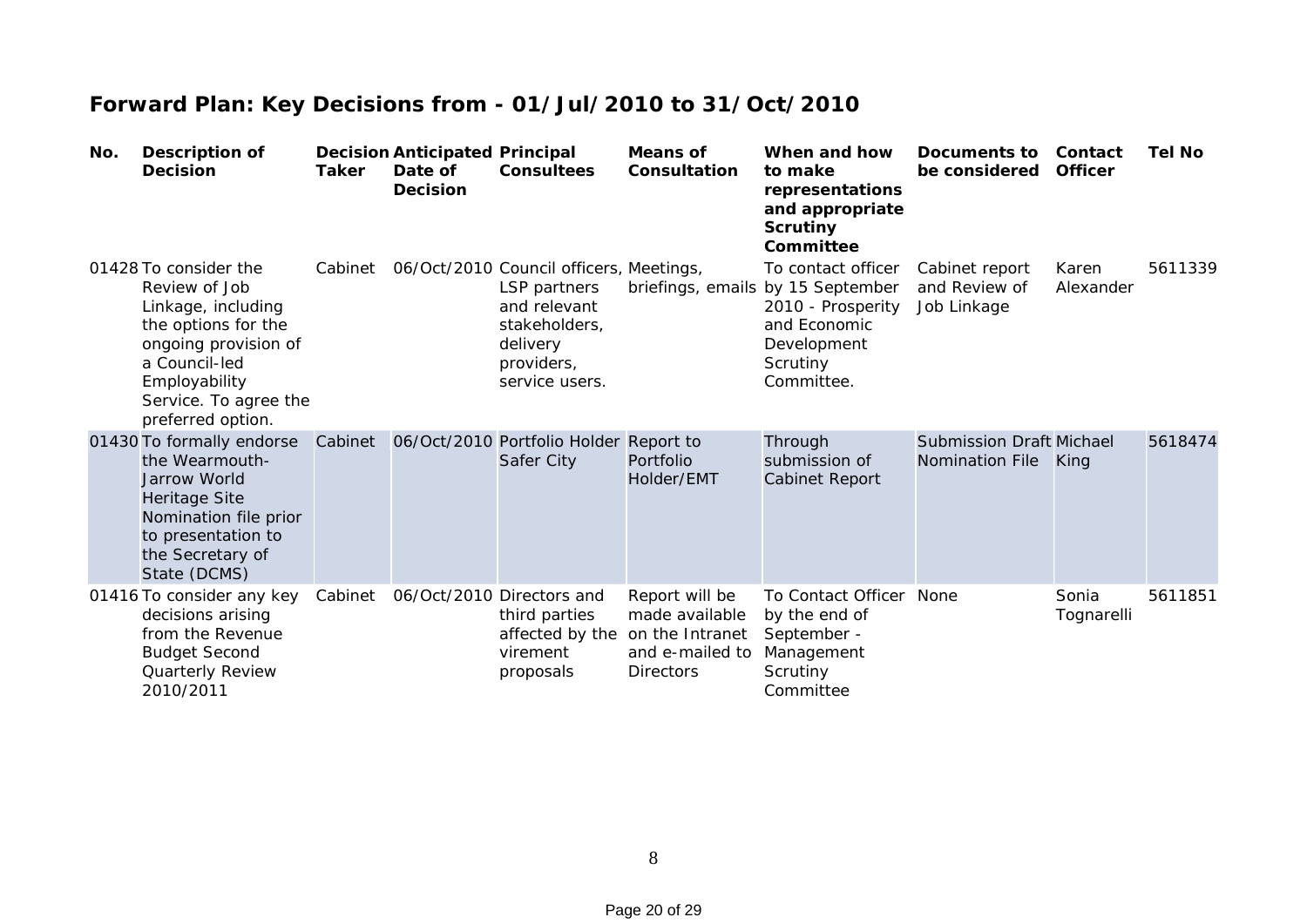# Forward Plan: Key Decisions from - 01/Jul/2010 to 31/Oct/2010

| No. | Description of Decision | Decision Taker | Anticipated Date of Decision | Principal Consultees | Means of Consultation | When and how to make representations and appropriate Scrutiny Committee | Documents to be considered | Contact Officer | Tel No |
|---|---|---|---|---|---|---|---|---|---|
| 01428 | To consider the Review of Job Linkage, including the options for the ongoing provision of a Council-led Employability Service. To agree the preferred option. | Cabinet | 06/Oct/2010 | Council officers, LSP partners and relevant stakeholders, delivery providers, service users. | Meetings, briefings, emails | To contact officer by 15 September 2010 - Prosperity and Economic Development Scrutiny Committee. | Cabinet report and Review of Job Linkage | Karen Alexander | 5611339 |
| 01430 | To formally endorse the Wearmouth-Jarrow World Heritage Site Nomination file prior to presentation to the Secretary of State (DCMS) | Cabinet | 06/Oct/2010 | Portfolio Holder Safer City | Report to Portfolio Holder/EMT | Through submission of Cabinet Report | Submission Draft Nomination File | Michael King | 5618474 |
| 01416 | To consider any key decisions arising from the Revenue Budget Second Quarterly Review 2010/2011 | Cabinet | 06/Oct/2010 | Directors and third parties affected by the virement proposals | Report will be made available on the Intranet and e-mailed to Directors | To Contact Officer by the end of September - Management Scrutiny Committee | None | Sonia Tognarelli | 5611851 |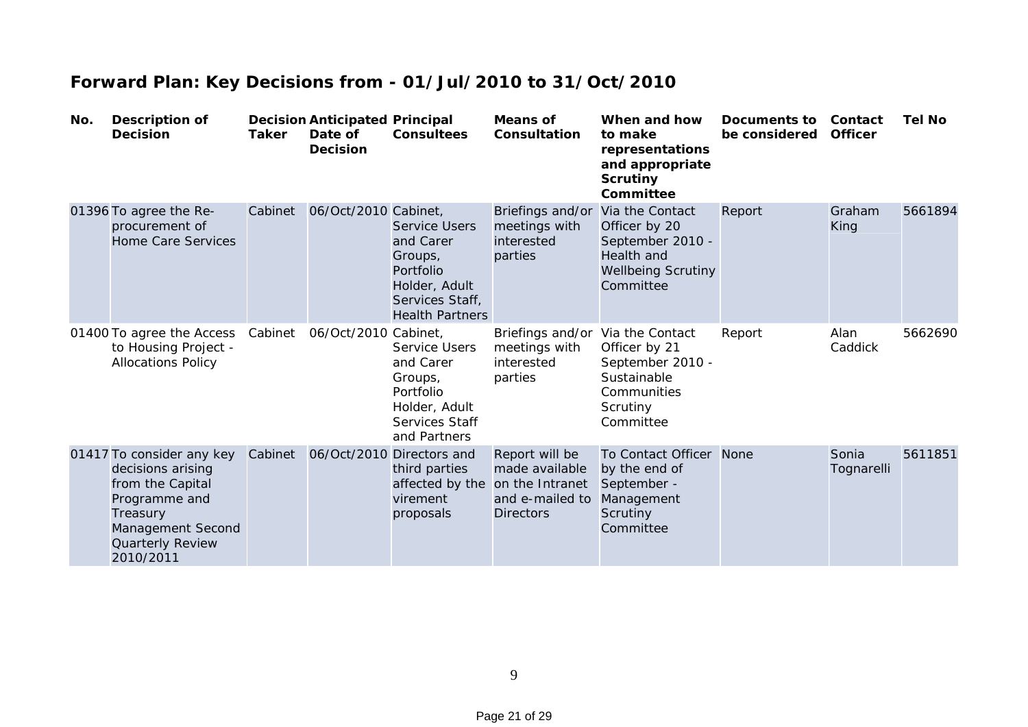## Forward Plan: Key Decisions from - 01/Jul/2010 to 31/Oct/2010

| No. | Description of Decision | Decision Taker | Anticipated Date of Decision | Principal Consultees | Means of Consultation | When and how to make representations and appropriate Scrutiny Committee | Documents to be considered | Contact Officer | Tel No |
|---|---|---|---|---|---|---|---|---|---|
| 01396 | To agree the Re-procurement of Home Care Services | Cabinet | 06/Oct/2010 | Cabinet, Service Users and Carer Groups, Portfolio Holder, Adult Services Staff, Health Partners | Briefings and/or meetings with interested parties | Via the Contact Officer by 20 September 2010 - Health and Wellbeing Scrutiny Committee | Report | Graham King | 5661894 |
| 01400 | To agree the Access to Housing Project - Allocations Policy | Cabinet | 06/Oct/2010 | Cabinet, Service Users and Carer Groups, Portfolio Holder, Adult Services Staff and Partners | Briefings and/or meetings with interested parties | Via the Contact Officer by 21 September 2010 - Sustainable Communities Scrutiny Committee | Report | Alan Caddick | 5662690 |
| 01417 | To consider any key decisions arising from the Capital Programme and Treasury Management Second Quarterly Review 2010/2011 | Cabinet | 06/Oct/2010 | Directors and third parties affected by the virement proposals | Report will be made available on the Intranet and e-mailed to Directors | To Contact Officer by the end of September - Management Scrutiny Committee | None | Sonia Tognarelli | 5611851 |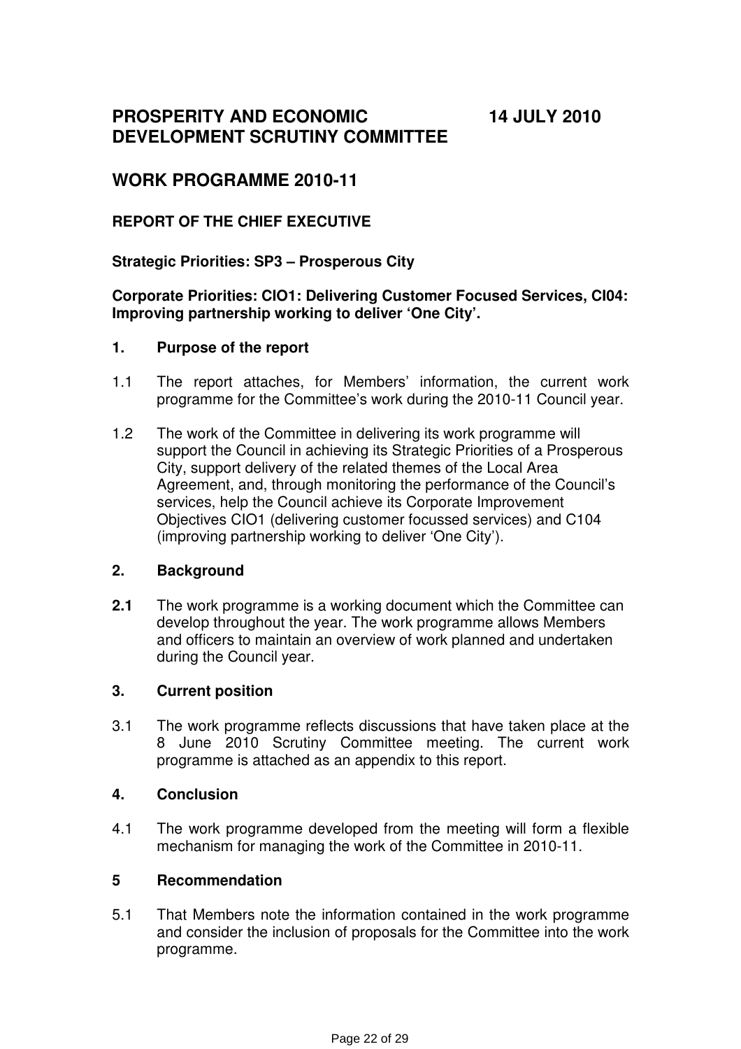# PROSPERITY AND ECONOMIC DEVELOPMENT SCRUTINY COMMITTEE

**14 JULY 2010**

## WORK PROGRAMME 2010-11

### REPORT OF THE CHIEF EXECUTIVE

**Strategic Priorities: SP3 – Prosperous City**

**Corporate Priorities: CIO1: Delivering Customer Focused Services, CI04: Improving partnership working to deliver 'One City'.**

### 1. Purpose of the report

1.1 The report attaches, for Members' information, the current work programme for the Committee's work during the 2010-11 Council year.

1.2 The work of the Committee in delivering its work programme will support the Council in achieving its Strategic Priorities of a Prosperous City, support delivery of the related themes of the Local Area Agreement, and, through monitoring the performance of the Council's services, help the Council achieve its Corporate Improvement Objectives CIO1 (delivering customer focussed services) and C104 (improving partnership working to deliver 'One City').

### 2. Background

**2.1** The work programme is a working document which the Committee can develop throughout the year. The work programme allows Members and officers to maintain an overview of work planned and undertaken during the Council year.

### 3. Current position

3.1 The work programme reflects discussions that have taken place at the 8 June 2010 Scrutiny Committee meeting. The current work programme is attached as an appendix to this report.

### 4. Conclusion

4.1 The work programme developed from the meeting will form a flexible mechanism for managing the work of the Committee in 2010-11.

### 5 Recommendation

5.1 That Members note the information contained in the work programme and consider the inclusion of proposals for the Committee into the work programme.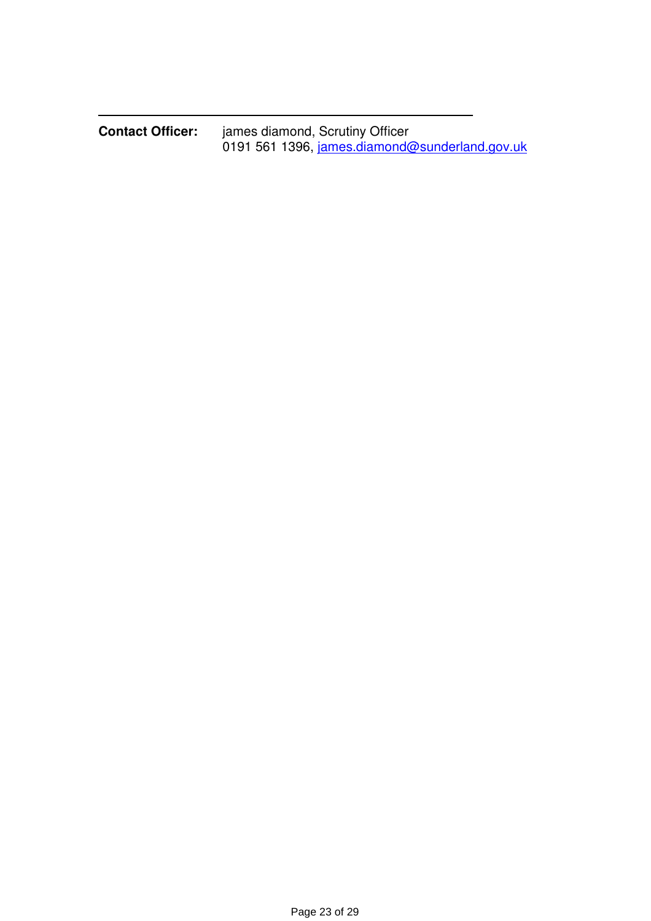---

**Contact Officer:** james diamond, Scrutiny Officer
0191 561 1396, james.diamond@sunderland.gov.uk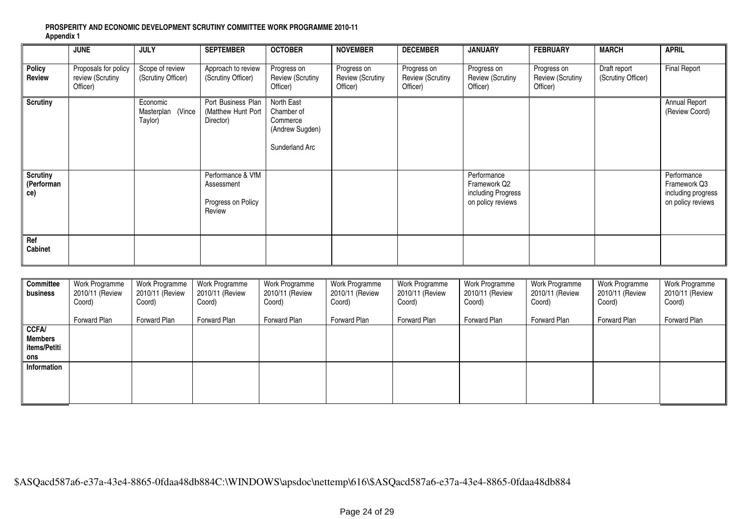**PROSPERITY AND ECONOMIC DEVELOPMENT SCRUTINY COMMITTEE WORK PROGRAMME 2010-11**
**Appendix 1**

| | JUNE | JULY | SEPTEMBER | OCTOBER | NOVEMBER | DECEMBER | JANUARY | FEBRUARY | MARCH | APRIL |
|---|---|---|---|---|---|---|---|---|---|---|
| **Policy Review** | Proposals for policy review (Scrutiny Officer) | Scope of review (Scrutiny Officer) | Approach to review (Scrutiny Officer) | Progress on Review (Scrutiny Officer) | Progress on Review (Scrutiny Officer) | Progress on Review (Scrutiny Officer) | Progress on Review (Scrutiny Officer) | Progress on Review (Scrutiny Officer) | Draft report (Scrutiny Officer) | Final Report |
| **Scrutiny** | | Economic Masterplan (Vince Taylor) | Port Business Plan (Matthew Hunt Port Director) | North East Chamber of Commerce (Andrew Sugden)<br><br>Sunderland Arc | | | | | | Annual Report (Review Coord) |
| **Scrutiny (Performance)** | | | Performance & VfM Assessment<br><br>Progress on Policy Review | | | | Performance Framework Q2 including Progress on policy reviews | | | Performance Framework Q3 including progress on policy reviews |
| **Ref Cabinet** | | | | | | | | | | |

| | | | | | | | | | | |
|---|---|---|---|---|---|---|---|---|---|---|
| **Committee business** | Work Programme 2010/11 (Review Coord)<br><br>Forward Plan | Work Programme 2010/11 (Review Coord)<br><br>Forward Plan | Work Programme 2010/11 (Review Coord)<br><br>Forward Plan | Work Programme 2010/11 (Review Coord)<br><br>Forward Plan | Work Programme 2010/11 (Review Coord)<br><br>Forward Plan | Work Programme 2010/11 (Review Coord)<br><br>Forward Plan | Work Programme 2010/11 (Review Coord)<br><br>Forward Plan | Work Programme 2010/11 (Review Coord)<br><br>Forward Plan | Work Programme 2010/11 (Review Coord)<br><br>Forward Plan | Work Programme 2010/11 (Review Coord)<br><br>Forward Plan |
| **CCFA/ Members items/Petitions** | | | | | | | | | | |
| **Information** | | | | | | | | | | |

$ASQacd587a6-e37a-43e4-8865-0fdaa48db884C:\WINDOWS\apsdoc\nettemp\616\$ASQacd587a6-e37a-43e4-8865-0fdaa48db884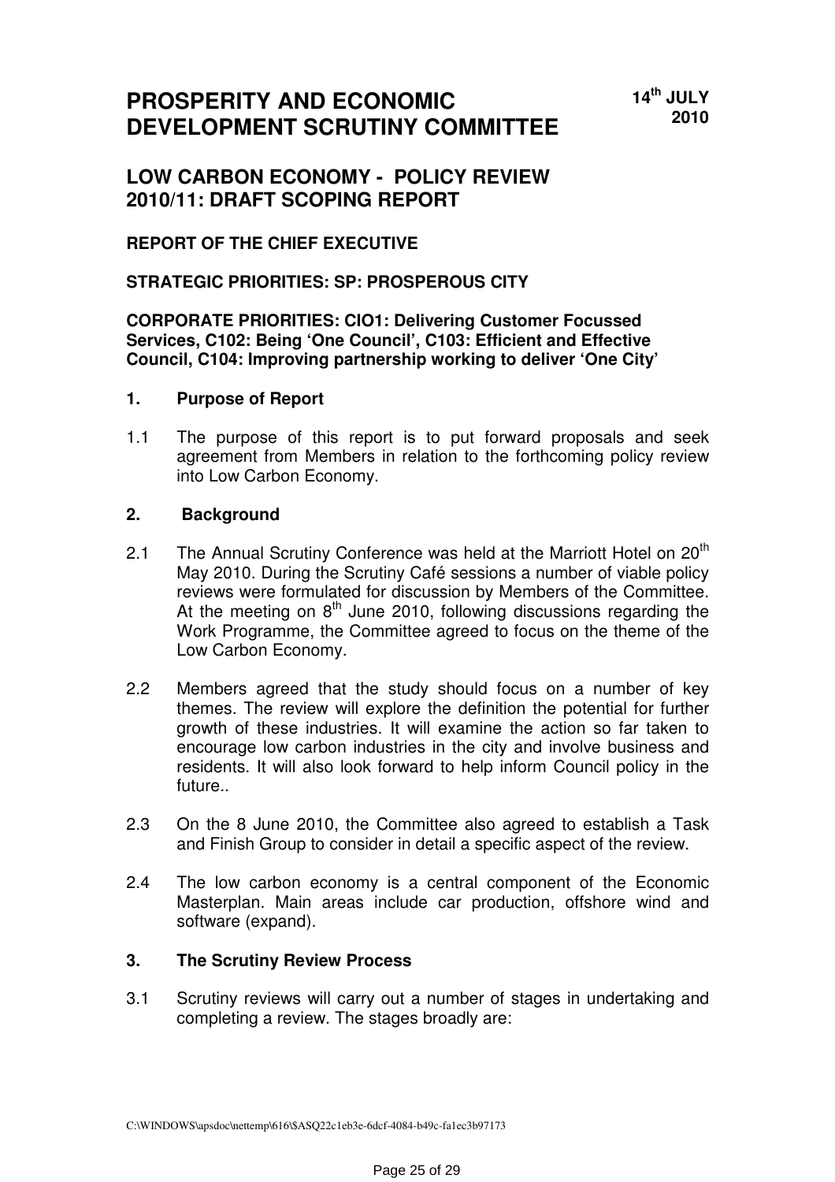# PROSPERITY AND ECONOMIC DEVELOPMENT SCRUTINY COMMITTEE

**14th JULY 2010**

## LOW CARBON ECONOMY - POLICY REVIEW 2010/11: DRAFT SCOPING REPORT

**REPORT OF THE CHIEF EXECUTIVE**

**STRATEGIC PRIORITIES: SP: PROSPEROUS CITY**

**CORPORATE PRIORITIES: CIO1: Delivering Customer Focussed Services, C102: Being 'One Council', C103: Efficient and Effective Council, C104: Improving partnership working to deliver 'One City'**

### 1. Purpose of Report

1.1 The purpose of this report is to put forward proposals and seek agreement from Members in relation to the forthcoming policy review into Low Carbon Economy.

### 2. Background

2.1 The Annual Scrutiny Conference was held at the Marriott Hotel on 20th May 2010. During the Scrutiny Café sessions a number of viable policy reviews were formulated for discussion by Members of the Committee. At the meeting on 8th June 2010, following discussions regarding the Work Programme, the Committee agreed to focus on the theme of the Low Carbon Economy.

2.2 Members agreed that the study should focus on a number of key themes. The review will explore the definition the potential for further growth of these industries. It will examine the action so far taken to encourage low carbon industries in the city and involve business and residents. It will also look forward to help inform Council policy in the future..

2.3 On the 8 June 2010, the Committee also agreed to establish a Task and Finish Group to consider in detail a specific aspect of the review.

2.4 The low carbon economy is a central component of the Economic Masterplan. Main areas include car production, offshore wind and software (expand).

### 3. The Scrutiny Review Process

3.1 Scrutiny reviews will carry out a number of stages in undertaking and completing a review. The stages broadly are: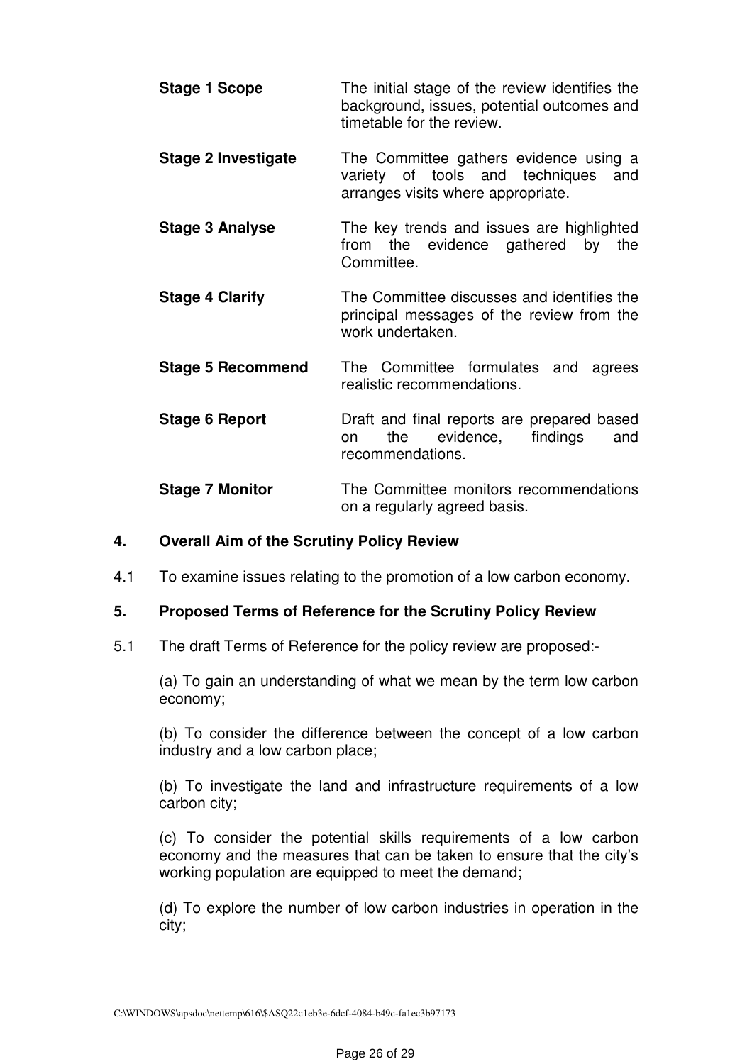**Stage 1 Scope** The initial stage of the review identifies the background, issues, potential outcomes and timetable for the review.

**Stage 2 Investigate** The Committee gathers evidence using a variety of tools and techniques and arranges visits where appropriate.

**Stage 3 Analyse** The key trends and issues are highlighted from the evidence gathered by the Committee.

**Stage 4 Clarify** The Committee discusses and identifies the principal messages of the review from the work undertaken.

**Stage 5 Recommend** The Committee formulates and agrees realistic recommendations.

**Stage 6 Report** Draft and final reports are prepared based on the evidence, findings and recommendations.

**Stage 7 Monitor** The Committee monitors recommendations on a regularly agreed basis.

## 4. Overall Aim of the Scrutiny Policy Review

4.1 To examine issues relating to the promotion of a low carbon economy.

## 5. Proposed Terms of Reference for the Scrutiny Policy Review

5.1 The draft Terms of Reference for the policy review are proposed:-

(a) To gain an understanding of what we mean by the term low carbon economy;

(b) To consider the difference between the concept of a low carbon industry and a low carbon place;

(b) To investigate the land and infrastructure requirements of a low carbon city;

(c) To consider the potential skills requirements of a low carbon economy and the measures that can be taken to ensure that the city's working population are equipped to meet the demand;

(d) To explore the number of low carbon industries in operation in the city;

C:\WINDOWS\apsdoc\nettemp\616\$ASQ22c1eb3e-6dcf-4084-b49c-fa1ec3b97173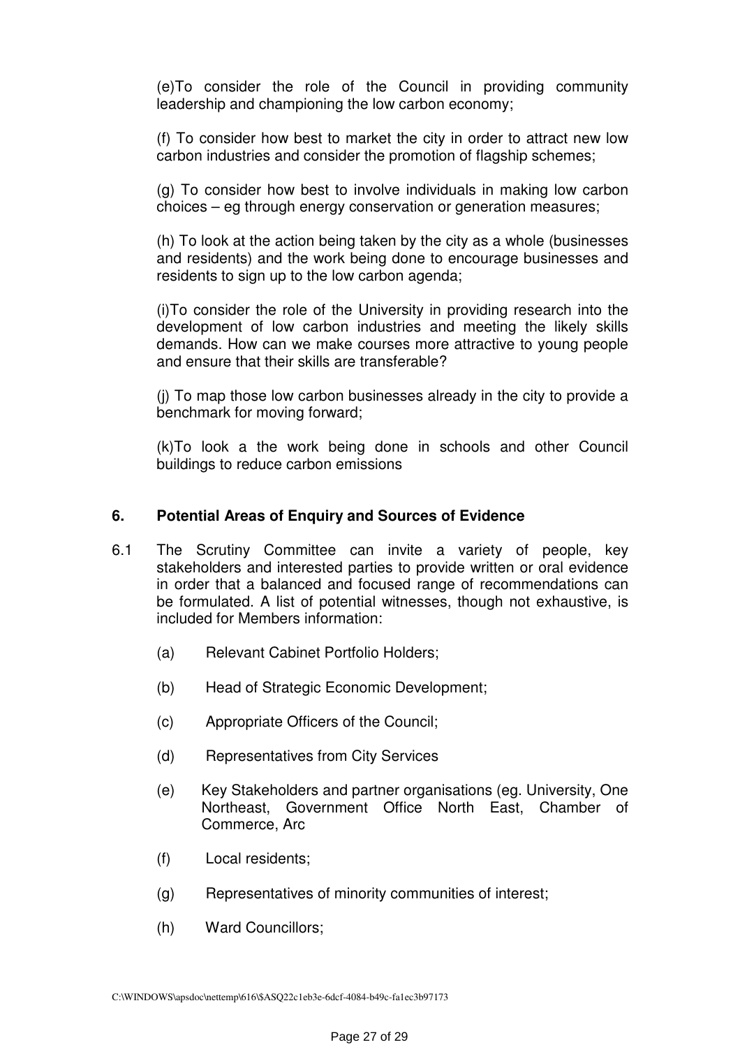(e)To consider the role of the Council in providing community leadership and championing the low carbon economy;

(f) To consider how best to market the city in order to attract new low carbon industries and consider the promotion of flagship schemes;

(g) To consider how best to involve individuals in making low carbon choices – eg through energy conservation or generation measures;

(h) To look at the action being taken by the city as a whole (businesses and residents) and the work being done to encourage businesses and residents to sign up to the low carbon agenda;

(i)To consider the role of the University in providing research into the development of low carbon industries and meeting the likely skills demands. How can we make courses more attractive to young people and ensure that their skills are transferable?

(j) To map those low carbon businesses already in the city to provide a benchmark for moving forward;

(k)To look a the work being done in schools and other Council buildings to reduce carbon emissions

## 6. Potential Areas of Enquiry and Sources of Evidence

6.1 The Scrutiny Committee can invite a variety of people, key stakeholders and interested parties to provide written or oral evidence in order that a balanced and focused range of recommendations can be formulated. A list of potential witnesses, though not exhaustive, is included for Members information:

(a) Relevant Cabinet Portfolio Holders;

(b) Head of Strategic Economic Development;

(c) Appropriate Officers of the Council;

(d) Representatives from City Services

(e) Key Stakeholders and partner organisations (eg. University, One Northeast, Government Office North East, Chamber of Commerce, Arc

(f) Local residents;

(g) Representatives of minority communities of interest;

(h) Ward Councillors;

C:\WINDOWS\apsdoc\nettemp\616\$ASQ22c1eb3e-6dcf-4084-b49c-fa1ec3b97173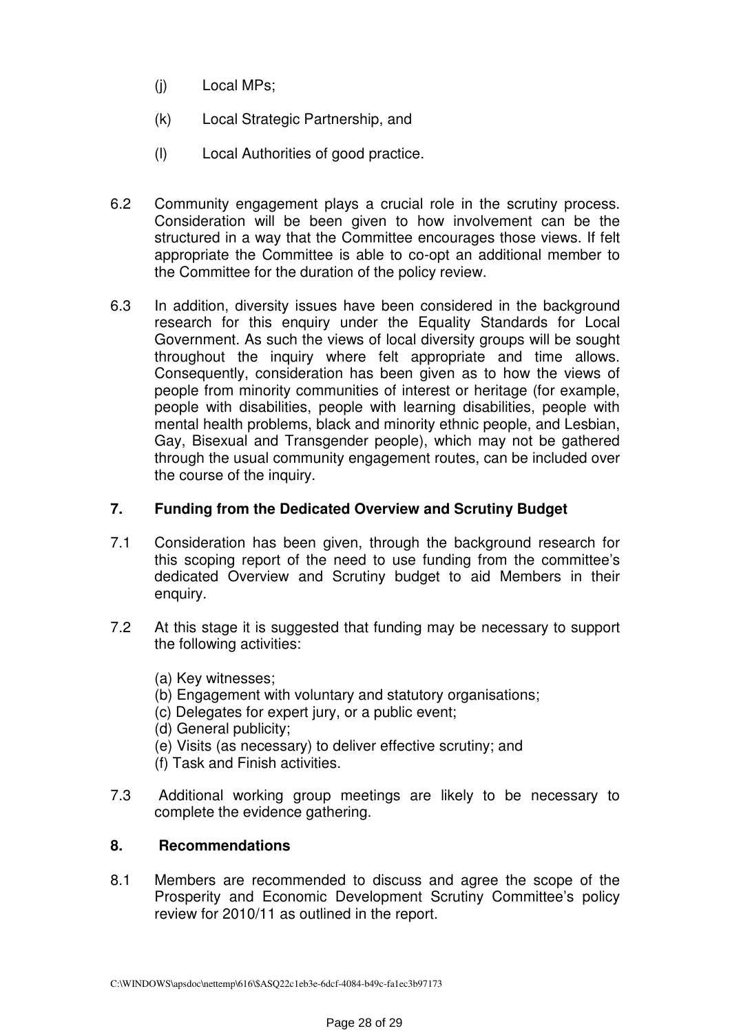(j) Local MPs;

(k) Local Strategic Partnership, and

(l) Local Authorities of good practice.

6.2 Community engagement plays a crucial role in the scrutiny process. Consideration will be been given to how involvement can be the structured in a way that the Committee encourages those views. If felt appropriate the Committee is able to co-opt an additional member to the Committee for the duration of the policy review.

6.3 In addition, diversity issues have been considered in the background research for this enquiry under the Equality Standards for Local Government. As such the views of local diversity groups will be sought throughout the inquiry where felt appropriate and time allows. Consequently, consideration has been given as to how the views of people from minority communities of interest or heritage (for example, people with disabilities, people with learning disabilities, people with mental health problems, black and minority ethnic people, and Lesbian, Gay, Bisexual and Transgender people), which may not be gathered through the usual community engagement routes, can be included over the course of the inquiry.

## 7. Funding from the Dedicated Overview and Scrutiny Budget

7.1 Consideration has been given, through the background research for this scoping report of the need to use funding from the committee's dedicated Overview and Scrutiny budget to aid Members in their enquiry.

7.2 At this stage it is suggested that funding may be necessary to support the following activities:

(a) Key witnesses;
(b) Engagement with voluntary and statutory organisations;
(c) Delegates for expert jury, or a public event;
(d) General publicity;
(e) Visits (as necessary) to deliver effective scrutiny; and
(f) Task and Finish activities.

7.3 Additional working group meetings are likely to be necessary to complete the evidence gathering.

## 8. Recommendations

8.1 Members are recommended to discuss and agree the scope of the Prosperity and Economic Development Scrutiny Committee's policy review for 2010/11 as outlined in the report.

C:\WINDOWS\apsdoc\nettemp\616\$ASQ22c1eb3e-6dcf-4084-b49c-fa1ec3b97173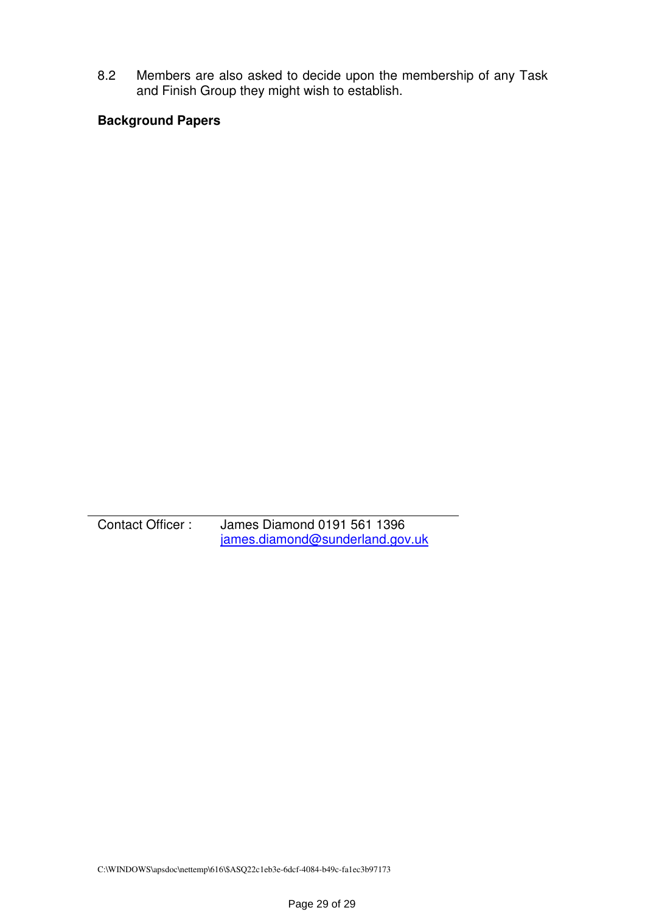8.2 Members are also asked to decide upon the membership of any Task and Finish Group they might wish to establish.

**Background Papers**

Contact Officer : James Diamond 0191 561 1396
[james.diamond@sunderland.gov.uk](mailto:james.diamond@sunderland.gov.uk)

C:\WINDOWS\apsdoc\nettemp\616\$ASQ22c1eb3e-6dcf-4084-b49c-fa1ec3b97173